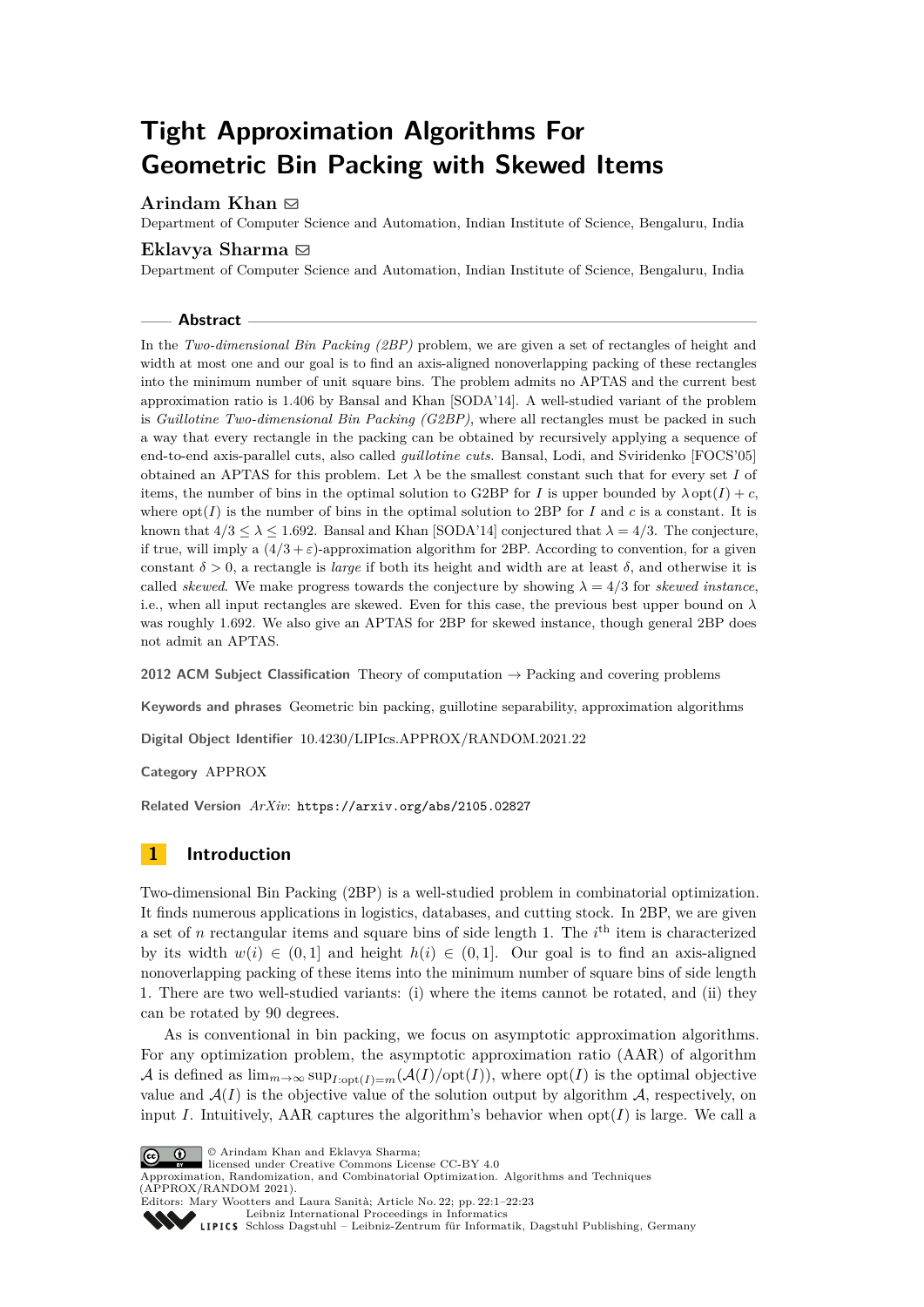# Tight Approximation Algorithms For Geometric Bin Packing with Skewed Items

**Arindam Khan** ✉

Department of Computer Science and Automation, Indian Institute of Science, Bengaluru, India

**Eklavya Sharma** ✉

Department of Computer Science and Automation, Indian Institute of Science, Bengaluru, India

## Abstract

In the *Two-dimensional Bin Packing (2BP)* problem, we are given a set of rectangles of height and width at most one and our goal is to find an axis-aligned nonoverlapping packing of these rectangles into the minimum number of unit square bins. The problem admits no APTAS and the current best approximation ratio is 1.406 by Bansal and Khan [SODA'14]. A well-studied variant of the problem is *Guillotine Two-dimensional Bin Packing (G2BP)*, where all rectangles must be packed in such a way that every rectangle in the packing can be obtained by recursively applying a sequence of end-to-end axis-parallel cuts, also called *guillotine cuts*. Bansal, Lodi, and Sviridenko [FOCS'05] obtained an APTAS for this problem. Let $\lambda$ be the smallest constant such that for every set $I$ of items, the number of bins in the optimal solution to G2BP for $I$ is upper bounded by $\lambda \operatorname{opt}(I) + c$, where $\operatorname{opt}(I)$ is the number of bins in the optimal solution to 2BP for $I$ and $c$ is a constant. It is known that $4/3 \leq \lambda \leq 1.692$. Bansal and Khan [SODA'14] conjectured that $\lambda = 4/3$. The conjecture, if true, will imply a $(4/3 + \varepsilon)$-approximation algorithm for 2BP. According to convention, for a given constant $\delta > 0$, a rectangle is *large* if both its height and width are at least $\delta$, and otherwise it is called *skewed*. We make progress towards the conjecture by showing $\lambda = 4/3$ for *skewed instance*, i.e., when all input rectangles are skewed. Even for this case, the previous best upper bound on $\lambda$ was roughly 1.692. We also give an APTAS for 2BP for skewed instance, though general 2BP does not admit an APTAS.

**2012 ACM Subject Classification** Theory of computation → Packing and covering problems

**Keywords and phrases** Geometric bin packing, guillotine separability, approximation algorithms

**Digital Object Identifier** 10.4230/LIPIcs.APPROX/RANDOM.2021.22

**Category** APPROX

**Related Version** *ArXiv*: https://arxiv.org/abs/2105.02827

## 1 Introduction

Two-dimensional Bin Packing (2BP) is a well-studied problem in combinatorial optimization. It finds numerous applications in logistics, databases, and cutting stock. In 2BP, we are given a set of $n$ rectangular items and square bins of side length 1. The $i^{\text{th}}$ item is characterized by its width $w(i) \in (0, 1]$ and height $h(i) \in (0, 1]$. Our goal is to find an axis-aligned nonoverlapping packing of these items into the minimum number of square bins of side length 1. There are two well-studied variants: (i) where the items cannot be rotated, and (ii) they can be rotated by 90 degrees.

As is conventional in bin packing, we focus on asymptotic approximation algorithms. For any optimization problem, the asymptotic approximation ratio (AAR) of algorithm $\mathcal{A}$ is defined as $\lim_{m\to\infty} \sup_{I:\operatorname{opt}(I)=m}(\mathcal{A}(I)/\operatorname{opt}(I))$, where $\operatorname{opt}(I)$ is the optimal objective value and $\mathcal{A}(I)$ is the objective value of the solution output by algorithm $\mathcal{A}$, respectively, on input $I$. Intuitively, AAR captures the algorithm's behavior when $\operatorname{opt}(I)$ is large. We call a

© Arindam Khan and Eklavya Sharma;
licensed under Creative Commons License CC-BY 4.0
Approximation, Randomization, and Combinatorial Optimization. Algorithms and Techniques (APPROX/RANDOM 2021).
Editors: Mary Wootters and Laura Sanità; Article No. 22; pp. 22:1–22:23
Leibniz International Proceedings in Informatics
Schloss Dagstuhl – Leibniz-Zentrum für Informatik, Dagstuhl Publishing, Germany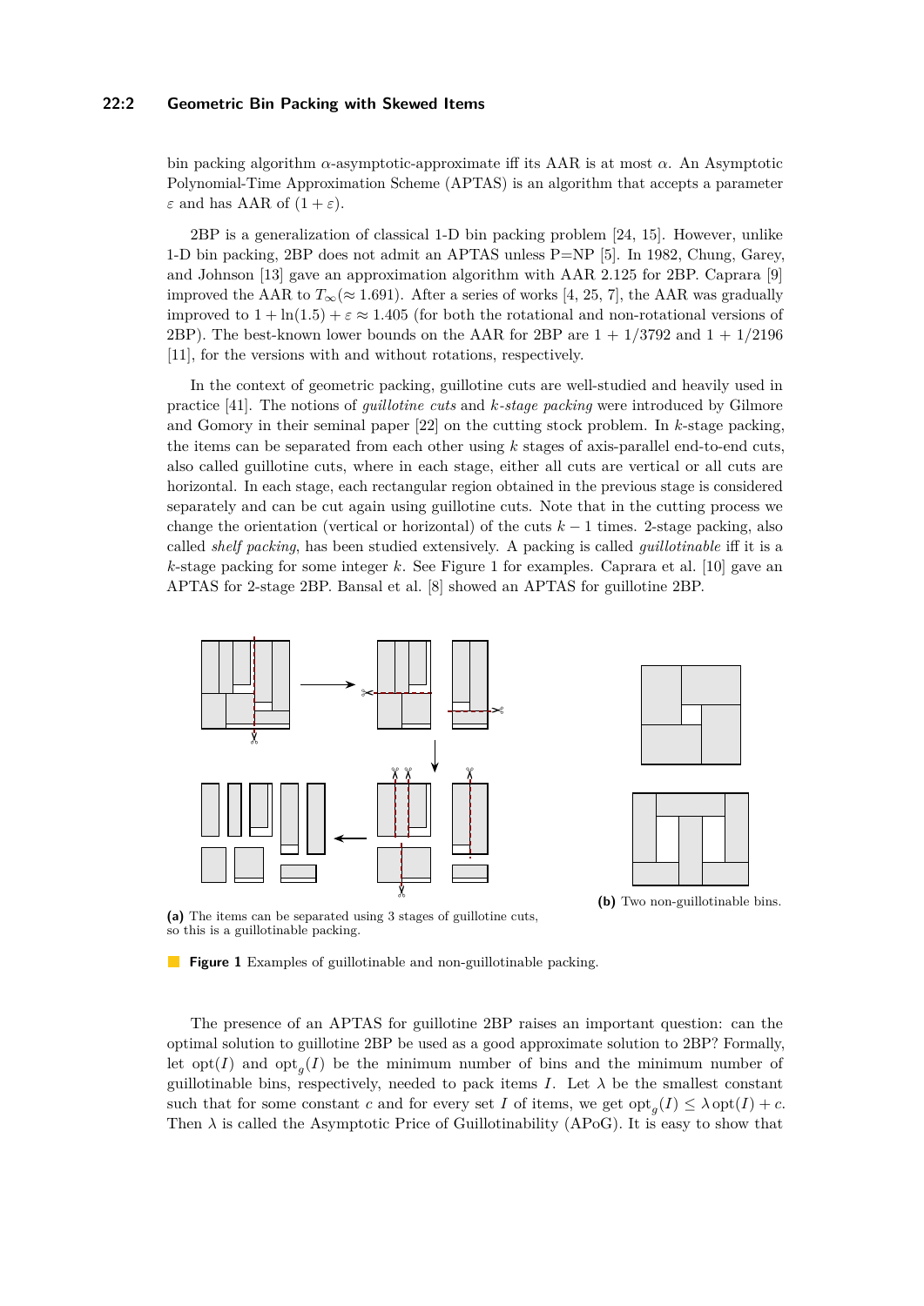bin packing algorithm $\alpha$-asymptotic-approximate iff its AAR is at most $\alpha$. An Asymptotic Polynomial-Time Approximation Scheme (APTAS) is an algorithm that accepts a parameter $\varepsilon$ and has AAR of $(1 + \varepsilon)$.

2BP is a generalization of classical 1-D bin packing problem [24, 15]. However, unlike 1-D bin packing, 2BP does not admit an APTAS unless P=NP [5]. In 1982, Chung, Garey, and Johnson [13] gave an approximation algorithm with AAR 2.125 for 2BP. Caprara [9] improved the AAR to $T_\infty(\approx 1.691)$. After a series of works [4, 25, 7], the AAR was gradually improved to $1 + \ln(1.5) + \varepsilon \approx 1.405$ (for both the rotational and non-rotational versions of 2BP). The best-known lower bounds on the AAR for 2BP are $1 + 1/3792$ and $1 + 1/2196$ [11], for the versions with and without rotations, respectively.

In the context of geometric packing, guillotine cuts are well-studied and heavily used in practice [41]. The notions of *guillotine cuts* and *k-stage packing* were introduced by Gilmore and Gomory in their seminal paper [22] on the cutting stock problem. In $k$-stage packing, the items can be separated from each other using $k$ stages of axis-parallel end-to-end cuts, also called guillotine cuts, where in each stage, either all cuts are vertical or all cuts are horizontal. In each stage, each rectangular region obtained in the previous stage is considered separately and can be cut again using guillotine cuts. Note that in the cutting process we change the orientation (vertical or horizontal) of the cuts $k - 1$ times. 2-stage packing, also called *shelf packing*, has been studied extensively. A packing is called *guillotinable* iff it is a $k$-stage packing for some integer $k$. See Figure 1 for examples. Caprara et al. [10] gave an APTAS for 2-stage 2BP. Bansal et al. [8] showed an APTAS for guillotine 2BP.

**(a)** The items can be separated using 3 stages of guillotine cuts, so this is a guillotinable packing.

**(b)** Two non-guillotinable bins.

**Figure 1** Examples of guillotinable and non-guillotinable packing.

The presence of an APTAS for guillotine 2BP raises an important question: can the optimal solution to guillotine 2BP be used as a good approximate solution to 2BP? Formally, let $\text{opt}(I)$ and $\text{opt}_g(I)$ be the minimum number of bins and the minimum number of guillotinable bins, respectively, needed to pack items $I$. Let $\lambda$ be the smallest constant such that for some constant $c$ and for every set $I$ of items, we get $\text{opt}_g(I) \leq \lambda \text{opt}(I) + c$. Then $\lambda$ is called the Asymptotic Price of Guillotinability (APoG). It is easy to show that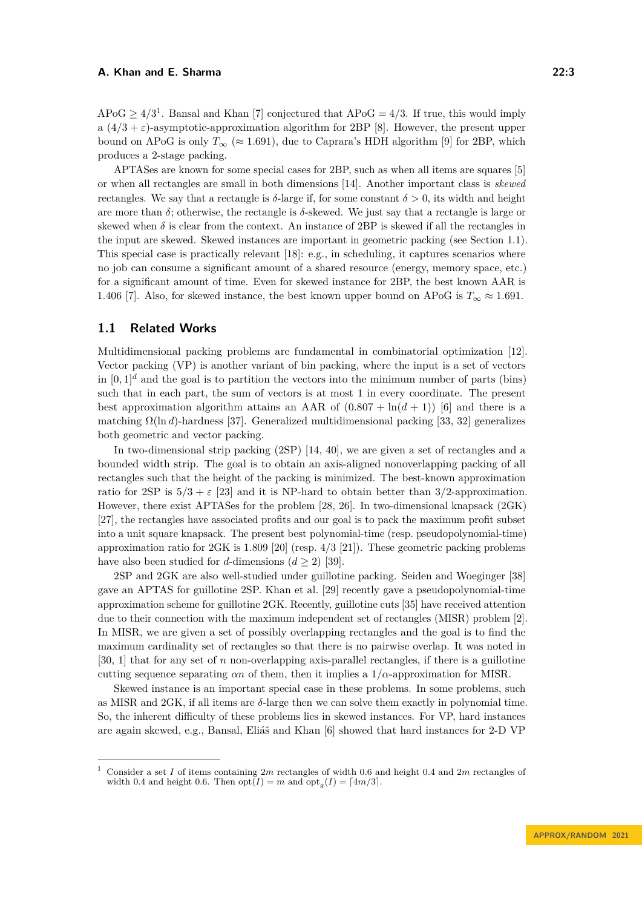APoG $\geq 4/3$[1]. Bansal and Khan [7] conjectured that APoG $= 4/3$. If true, this would imply a $(4/3+\varepsilon)$-asymptotic-approximation algorithm for 2BP [8]. However, the present upper bound on APoG is only $T_\infty$ ($\approx 1.691$), due to Caprara's HDH algorithm [9] for 2BP, which produces a 2-stage packing.

APTASes are known for some special cases for 2BP, such as when all items are squares [5] or when all rectangles are small in both dimensions [14]. Another important class is *skewed* rectangles. We say that a rectangle is $\delta$-large if, for some constant $\delta > 0$, its width and height are more than $\delta$; otherwise, the rectangle is $\delta$-skewed. We just say that a rectangle is large or skewed when $\delta$ is clear from the context. An instance of 2BP is skewed if all the rectangles in the input are skewed. Skewed instances are important in geometric packing (see Section 1.1). This special case is practically relevant [18]: e.g., in scheduling, it captures scenarios where no job can consume a significant amount of a shared resource (energy, memory space, etc.) for a significant amount of time. Even for skewed instance for 2BP, the best known AAR is 1.406 [7]. Also, for skewed instance, the best known upper bound on APoG is $T_\infty \approx 1.691$.

## 1.1 Related Works

Multidimensional packing problems are fundamental in combinatorial optimization [12]. Vector packing (VP) is another variant of bin packing, where the input is a set of vectors in $[0,1]^d$ and the goal is to partition the vectors into the minimum number of parts (bins) such that in each part, the sum of vectors is at most 1 in every coordinate. The present best approximation algorithm attains an AAR of $(0.807 + \ln(d+1))$ [6] and there is a matching $\Omega(\ln d)$-hardness [37]. Generalized multidimensional packing [33, 32] generalizes both geometric and vector packing.

In two-dimensional strip packing (2SP) [14, 40], we are given a set of rectangles and a bounded width strip. The goal is to obtain an axis-aligned nonoverlapping packing of all rectangles such that the height of the packing is minimized. The best-known approximation ratio for 2SP is $5/3+\varepsilon$ [23] and it is NP-hard to obtain better than 3/2-approximation. However, there exist APTASes for the problem [28, 26]. In two-dimensional knapsack (2GK) [27], the rectangles have associated profits and our goal is to pack the maximum profit subset into a unit square knapsack. The present best polynomial-time (resp. pseudopolynomial-time) approximation ratio for 2GK is 1.809 [20] (resp. 4/3 [21]). These geometric packing problems have also been studied for $d$-dimensions ($d \geq 2$) [39].

2SP and 2GK are also well-studied under guillotine packing. Seiden and Woeginger [38] gave an APTAS for guillotine 2SP. Khan et al. [29] recently gave a pseudopolynomial-time approximation scheme for guillotine 2GK. Recently, guillotine cuts [35] have received attention due to their connection with the maximum independent set of rectangles (MISR) problem [2]. In MISR, we are given a set of possibly overlapping rectangles and the goal is to find the maximum cardinality set of rectangles so that there is no pairwise overlap. It was noted in [30, 1] that for any set of $n$ non-overlapping axis-parallel rectangles, if there is a guillotine cutting sequence separating $\alpha n$ of them, then it implies a $1/\alpha$-approximation for MISR.

Skewed instance is an important special case in these problems. In some problems, such as MISR and 2GK, if all items are $\delta$-large then we can solve them exactly in polynomial time. So, the inherent difficulty of these problems lies in skewed instances. For VP, hard instances are again skewed, e.g., Bansal, Eliáš and Khan [6] showed that hard instances for 2-D VP

[1] Consider a set $I$ of items containing $2m$ rectangles of width 0.6 and height 0.4 and $2m$ rectangles of width 0.4 and height 0.6. Then $\text{opt}(I) = m$ and $\text{opt}_g(I) = \lceil 4m/3 \rceil$.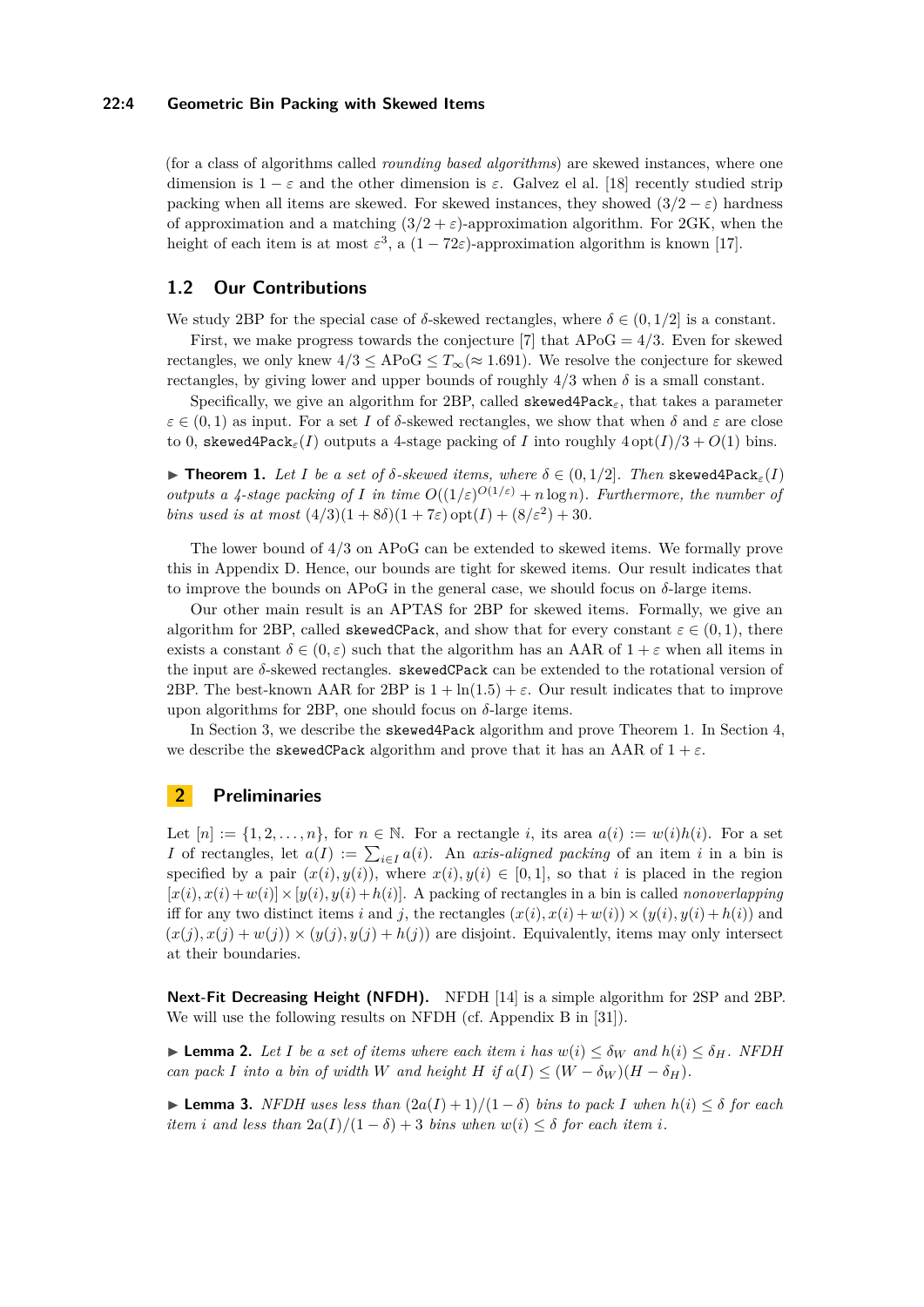(for a class of algorithms called *rounding based algorithms*) are skewed instances, where one dimension is $1-\varepsilon$ and the other dimension is $\varepsilon$. Galvez el al. [18] recently studied strip packing when all items are skewed. For skewed instances, they showed $(3/2-\varepsilon)$ hardness of approximation and a matching $(3/2+\varepsilon)$-approximation algorithm. For 2GK, when the height of each item is at most $\varepsilon^3$, a $(1-72\varepsilon)$-approximation algorithm is known [17].

## 1.2 Our Contributions

We study 2BP for the special case of $\delta$-skewed rectangles, where $\delta \in (0, 1/2]$ is a constant.

First, we make progress towards the conjecture [7] that APoG $= 4/3$. Even for skewed rectangles, we only knew $4/3 \le$ APoG $\le T_\infty (\approx 1.691)$. We resolve the conjecture for skewed rectangles, by giving lower and upper bounds of roughly $4/3$ when $\delta$ is a small constant.

Specifically, we give an algorithm for 2BP, called `skewed4Pack`$_\varepsilon$, that takes a parameter $\varepsilon \in (0, 1)$ as input. For a set $I$ of $\delta$-skewed rectangles, we show that when $\delta$ and $\varepsilon$ are close to 0, `skewed4Pack`$_\varepsilon(I)$ outputs a 4-stage packing of $I$ into roughly $4\operatorname{opt}(I)/3 + O(1)$ bins.

▶ **Theorem 1.** *Let $I$ be a set of $\delta$-skewed items, where $\delta \in (0, 1/2]$. Then* `skewed4Pack`$_\varepsilon(I)$ *outputs a 4-stage packing of $I$ in time $O((1/\varepsilon)^{O(1/\varepsilon)} + n \log n)$. Furthermore, the number of bins used is at most $(4/3)(1+8\delta)(1+7\varepsilon)\operatorname{opt}(I) + (8/\varepsilon^2) + 30$.*

The lower bound of $4/3$ on APoG can be extended to skewed items. We formally prove this in Appendix D. Hence, our bounds are tight for skewed items. Our result indicates that to improve the bounds on APoG in the general case, we should focus on $\delta$-large items.

Our other main result is an APTAS for 2BP for skewed items. Formally, we give an algorithm for 2BP, called `skewedCPack`, and show that for every constant $\varepsilon \in (0, 1)$, there exists a constant $\delta \in (0, \varepsilon)$ such that the algorithm has an AAR of $1+\varepsilon$ when all items in the input are $\delta$-skewed rectangles. `skewedCPack` can be extended to the rotational version of 2BP. The best-known AAR for 2BP is $1 + \ln(1.5) + \varepsilon$. Our result indicates that to improve upon algorithms for 2BP, one should focus on $\delta$-large items.

In Section 3, we describe the `skewed4Pack` algorithm and prove Theorem 1. In Section 4, we describe the `skewedCPack` algorithm and prove that it has an AAR of $1+\varepsilon$.

# 2 Preliminaries

Let $[n] := \{1, 2, \ldots, n\}$, for $n \in \mathbb{N}$. For a rectangle $i$, its area $a(i) := w(i)h(i)$. For a set $I$ of rectangles, let $a(I) := \sum_{i \in I} a(i)$. An *axis-aligned packing* of an item $i$ in a bin is specified by a pair $(x(i), y(i))$, where $x(i), y(i) \in [0, 1]$, so that $i$ is placed in the region $[x(i), x(i)+w(i)] \times [y(i), y(i)+h(i)]$. A packing of rectangles in a bin is called *nonoverlapping* iff for any two distinct items $i$ and $j$, the rectangles $(x(i), x(i)+w(i)) \times (y(i), y(i)+h(i))$ and $(x(j), x(j)+w(j)) \times (y(j), y(j)+h(j))$ are disjoint. Equivalently, items may only intersect at their boundaries.

**Next-Fit Decreasing Height (NFDH).** NFDH [14] is a simple algorithm for 2SP and 2BP. We will use the following results on NFDH (cf. Appendix B in [31]).

▶ **Lemma 2.** *Let $I$ be a set of items where each item $i$ has $w(i) \le \delta_W$ and $h(i) \le \delta_H$. NFDH can pack $I$ into a bin of width $W$ and height $H$ if $a(I) \le (W - \delta_W)(H - \delta_H)$.*

▶ **Lemma 3.** *NFDH uses less than $(2a(I)+1)/(1-\delta)$ bins to pack $I$ when $h(i) \le \delta$ for each item $i$ and less than $2a(I)/(1-\delta) + 3$ bins when $w(i) \le \delta$ for each item $i$.*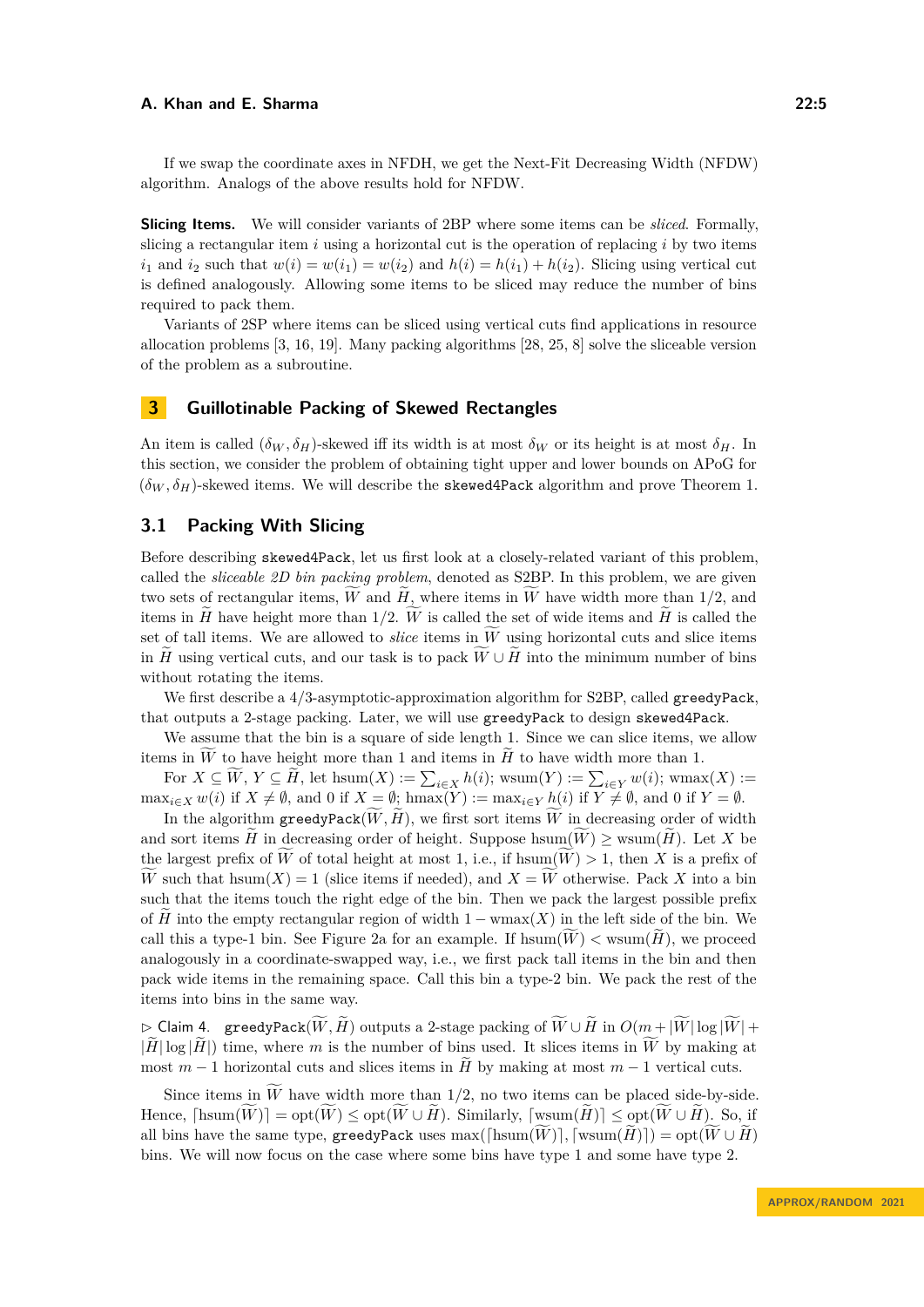If we swap the coordinate axes in NFDH, we get the Next-Fit Decreasing Width (NFDW) algorithm. Analogs of the above results hold for NFDW.

**Slicing Items.** We will consider variants of 2BP where some items can be *sliced*. Formally, slicing a rectangular item $i$ using a horizontal cut is the operation of replacing $i$ by two items $i_1$ and $i_2$ such that $w(i) = w(i_1) = w(i_2)$ and $h(i) = h(i_1) + h(i_2)$. Slicing using vertical cut is defined analogously. Allowing some items to be sliced may reduce the number of bins required to pack them.

Variants of 2SP where items can be sliced using vertical cuts find applications in resource allocation problems [3, 16, 19]. Many packing algorithms [28, 25, 8] solve the sliceable version of the problem as a subroutine.

## 3 Guillotinable Packing of Skewed Rectangles

An item is called $(\delta_W, \delta_H)$-skewed iff its width is at most $\delta_W$ or its height is at most $\delta_H$. In this section, we consider the problem of obtaining tight upper and lower bounds on APoG for $(\delta_W, \delta_H)$-skewed items. We will describe the `skewed4Pack` algorithm and prove Theorem 1.

### 3.1 Packing With Slicing

Before describing `skewed4Pack`, let us first look at a closely-related variant of this problem, called the *sliceable 2D bin packing problem*, denoted as S2BP. In this problem, we are given two sets of rectangular items, $\widetilde{W}$ and $\widetilde{H}$, where items in $\widetilde{W}$ have width more than 1/2, and items in $\widetilde{H}$ have height more than 1/2. $\widetilde{W}$ is called the set of wide items and $\widetilde{H}$ is called the set of tall items. We are allowed to *slice* items in $\widetilde{W}$ using horizontal cuts and slice items in $\widetilde{H}$ using vertical cuts, and our task is to pack $\widetilde{W} \cup \widetilde{H}$ into the minimum number of bins without rotating the items.

We first describe a 4/3-asymptotic-approximation algorithm for S2BP, called `greedyPack`, that outputs a 2-stage packing. Later, we will use `greedyPack` to design `skewed4Pack`.

We assume that the bin is a square of side length 1. Since we can slice items, we allow items in $\widetilde{W}$ to have height more than 1 and items in $\widetilde{H}$ to have width more than 1.

For $X \subseteq \widetilde{W}$, $Y \subseteq \widetilde{H}$, let $\operatorname{hsum}(X) := \sum_{i \in X} h(i)$; $\operatorname{wsum}(Y) := \sum_{i \in Y} w(i)$; $\operatorname{wmax}(X) := \max_{i \in X} w(i)$ if $X \neq \emptyset$, and 0 if $X = \emptyset$; $\operatorname{hmax}(Y) := \max_{i \in Y} h(i)$ if $Y \neq \emptyset$, and 0 if $Y = \emptyset$.

In the algorithm `greedyPack`$(\widetilde{W}, \widetilde{H})$, we first sort items $\widetilde{W}$ in decreasing order of width and sort items $\widetilde{H}$ in decreasing order of height. Suppose $\operatorname{hsum}(\widetilde{W}) \geq \operatorname{wsum}(\widetilde{H})$. Let $X$ be the largest prefix of $\widetilde{W}$ of total height at most 1, i.e., if $\operatorname{hsum}(\widetilde{W}) > 1$, then $X$ is a prefix of $\widetilde{W}$ such that $\operatorname{hsum}(X) = 1$ (slice items if needed), and $X = \widetilde{W}$ otherwise. Pack $X$ into a bin such that the items touch the right edge of the bin. Then we pack the largest possible prefix of $\widetilde{H}$ into the empty rectangular region of width $1 - \operatorname{wmax}(X)$ in the left side of the bin. We call this a type-1 bin. See Figure 2a for an example. If $\operatorname{hsum}(\widetilde{W}) < \operatorname{wsum}(\widetilde{H})$, we proceed analogously in a coordinate-swapped way, i.e., we first pack tall items in the bin and then pack wide items in the remaining space. Call this bin a type-2 bin. We pack the rest of the items into bins in the same way.

▷ Claim 4. `greedyPack`$(\widetilde{W}, \widetilde{H})$ outputs a 2-stage packing of $\widetilde{W} \cup \widetilde{H}$ in $O(m + |\widetilde{W}| \log |\widetilde{W}| + |\widetilde{H}| \log |\widetilde{H}|)$ time, where $m$ is the number of bins used. It slices items in $\widetilde{W}$ by making at most $m - 1$ horizontal cuts and slices items in $\widetilde{H}$ by making at most $m - 1$ vertical cuts.

Since items in $\widetilde{W}$ have width more than 1/2, no two items can be placed side-by-side. Hence, $\lceil \operatorname{hsum}(\widetilde{W}) \rceil = \operatorname{opt}(\widetilde{W}) \leq \operatorname{opt}(\widetilde{W} \cup \widetilde{H})$. Similarly, $\lceil \operatorname{wsum}(\widetilde{H}) \rceil \leq \operatorname{opt}(\widetilde{W} \cup \widetilde{H})$. So, if all bins have the same type, `greedyPack` uses $\max(\lceil \operatorname{hsum}(\widetilde{W}) \rceil, \lceil \operatorname{wsum}(\widetilde{H}) \rceil) = \operatorname{opt}(\widetilde{W} \cup \widetilde{H})$ bins. We will now focus on the case where some bins have type 1 and some have type 2.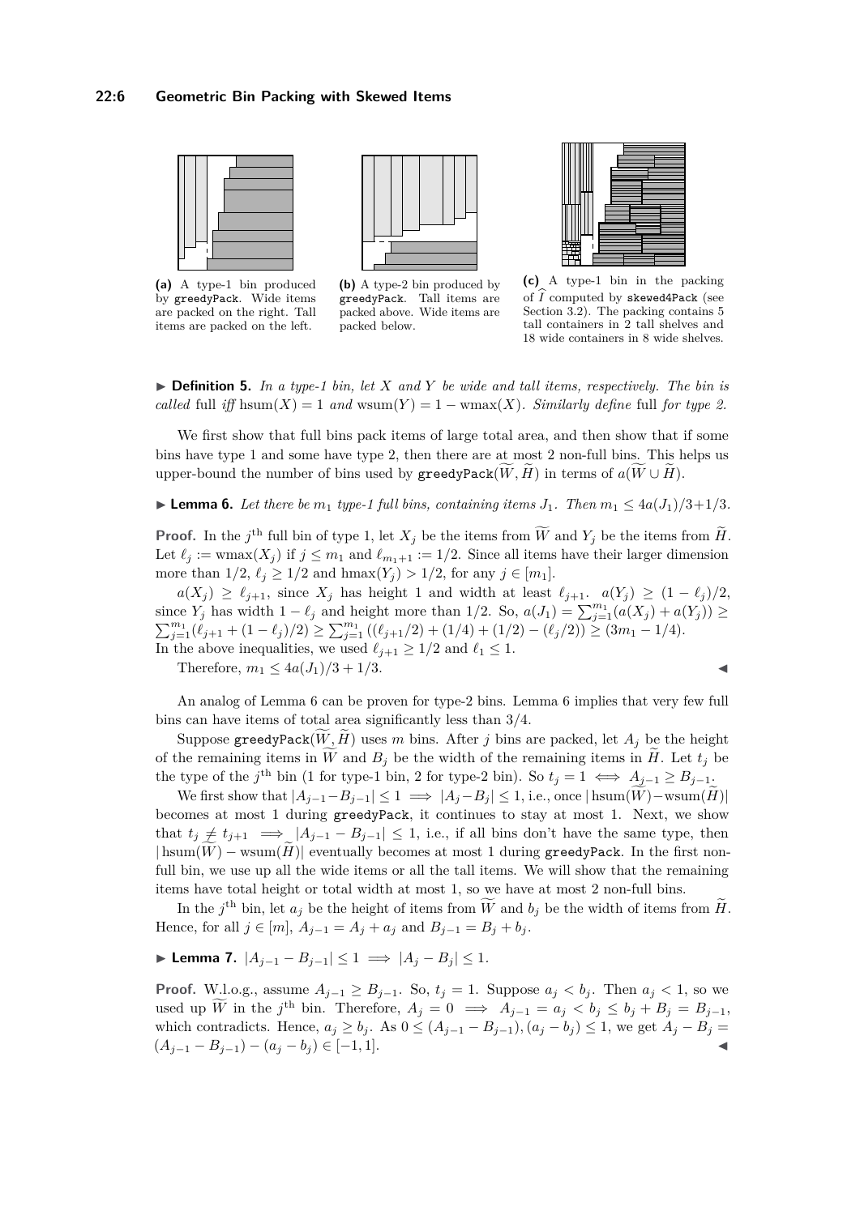**(a)** A type-1 bin produced by greedyPack. Wide items are packed on the right. Tall items are packed on the left.

**(b)** A type-2 bin produced by greedyPack. Tall items are packed above. Wide items are packed below.

**(c)** A type-1 bin in the packing of $\widehat{I}$ computed by skewed4Pack (see Section 3.2). The packing contains 5 tall containers in 2 tall shelves and 18 wide containers in 8 wide shelves.

▶ **Definition 5.** *In a type-1 bin, let $X$ and $Y$ be wide and tall items, respectively. The bin is called* full *iff* $\operatorname{hsum}(X) = 1$ *and* $\operatorname{wsum}(Y) = 1 - \operatorname{wmax}(X)$. *Similarly define* full *for type 2.*

We first show that full bins pack items of large total area, and then show that if some bins have type 1 and some have type 2, then there are at most 2 non-full bins. This helps us upper-bound the number of bins used by greedyPack$(\widetilde{W}, \widetilde{H})$ in terms of $a(\widetilde{W} \cup \widetilde{H})$.

▶ **Lemma 6.** *Let there be $m_1$ type-1 full bins, containing items $J_1$. Then $m_1 \leq 4a(J_1)/3 + 1/3$.*

**Proof.** In the $j^{\text{th}}$ full bin of type 1, let $X_j$ be the items from $\widetilde{W}$ and $Y_j$ be the items from $\widetilde{H}$. Let $\ell_j := \operatorname{wmax}(X_j)$ if $j \leq m_1$ and $\ell_{m_1+1} := 1/2$. Since all items have their larger dimension more than $1/2$, $\ell_j \geq 1/2$ and $\operatorname{hmax}(Y_j) > 1/2$, for any $j \in [m_1]$.

$a(X_j) \geq \ell_{j+1}$, since $X_j$ has height 1 and width at least $\ell_{j+1}$. $a(Y_j) \geq (1 - \ell_j)/2$, since $Y_j$ has width $1 - \ell_j$ and height more than $1/2$. So, $a(J_1) = \sum_{j=1}^{m_1}(a(X_j) + a(Y_j)) \geq \sum_{j=1}^{m_1}(\ell_{j+1} + (1 - \ell_j)/2) \geq \sum_{j=1}^{m_1}((\ell_{j+1}/2) + (1/4) + (1/2) - (\ell_j/2)) \geq (3m_1 - 1/4)$. In the above inequalities, we used $\ell_{j+1} \geq 1/2$ and $\ell_1 \leq 1$.

Therefore, $m_1 \leq 4a(J_1)/3 + 1/3$. ◀

An analog of Lemma 6 can be proven for type-2 bins. Lemma 6 implies that very few full bins can have items of total area significantly less than $3/4$.

Suppose greedyPack$(\widetilde{W}, \widetilde{H})$ uses $m$ bins. After $j$ bins are packed, let $A_j$ be the height of the remaining items in $\widetilde{W}$ and $B_j$ be the width of the remaining items in $\widetilde{H}$. Let $t_j$ be the type of the $j^{\text{th}}$ bin (1 for type-1 bin, 2 for type-2 bin). So $t_j = 1 \iff A_{j-1} \geq B_{j-1}$.

We first show that $|A_{j-1} - B_{j-1}| \leq 1 \implies |A_j - B_j| \leq 1$, i.e., once $|\operatorname{hsum}(\widetilde{W}) - \operatorname{wsum}(\widetilde{H})|$ becomes at most 1 during greedyPack, it continues to stay at most 1. Next, we show that $t_j \neq t_{j+1} \implies |A_{j-1} - B_{j-1}| \leq 1$, i.e., if all bins don't have the same type, then $|\operatorname{hsum}(\widetilde{W}) - \operatorname{wsum}(\widetilde{H})|$ eventually becomes at most 1 during greedyPack. In the first non-full bin, we use up all the wide items or all the tall items. We will show that the remaining items have total height or total width at most 1, so we have at most 2 non-full bins.

In the $j^{\text{th}}$ bin, let $a_j$ be the height of items from $\widetilde{W}$ and $b_j$ be the width of items from $\widetilde{H}$. Hence, for all $j \in [m]$, $A_{j-1} = A_j + a_j$ and $B_{j-1} = B_j + b_j$.

▶ **Lemma 7.** $|A_{j-1} - B_{j-1}| \leq 1 \implies |A_j - B_j| \leq 1$.

**Proof.** W.l.o.g., assume $A_{j-1} \geq B_{j-1}$. So, $t_j = 1$. Suppose $a_j < b_j$. Then $a_j < 1$, so we used up $\widetilde{W}$ in the $j^{\text{th}}$ bin. Therefore, $A_j = 0 \implies A_{j-1} = a_j < b_j \leq b_j + B_j = B_{j-1}$, which contradicts. Hence, $a_j \geq b_j$. As $0 \leq (A_{j-1} - B_{j-1}), (a_j - b_j) \leq 1$, we get $A_j - B_j = (A_{j-1} - B_{j-1}) - (a_j - b_j) \in [-1, 1]$. ◀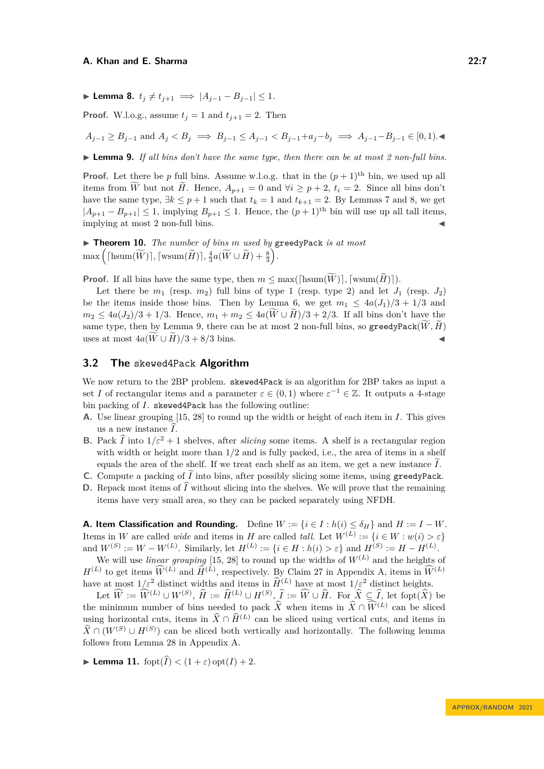▶ **Lemma 8.** $t_j \neq t_{j+1} \implies |A_{j-1} - B_{j-1}| \leq 1$.

**Proof.** W.l.o.g., assume $t_j = 1$ and $t_{j+1} = 2$. Then

$$A_{j-1} \geq B_{j-1} \text{ and } A_j < B_j \implies B_{j-1} \leq A_{j-1} < B_{j-1} + a_j - b_j \implies A_{j-1} - B_{j-1} \in [0, 1). \blacktriangleleft$$

▶ **Lemma 9.** *If all bins don't have the same type, then there can be at most 2 non-full bins.*

**Proof.** Let there be $p$ full bins. Assume w.l.o.g. that in the $(p+1)^{\text{th}}$ bin, we used up all items from $\widetilde{W}$ but not $\widetilde{H}$. Hence, $A_{p+1} = 0$ and $\forall i \geq p+2$, $t_i = 2$. Since all bins don't have the same type, $\exists k \leq p+1$ such that $t_k = 1$ and $t_{k+1} = 2$. By Lemmas 7 and 8, we get $|A_{p+1} - B_{p+1}| \leq 1$, implying $B_{p+1} \leq 1$. Hence, the $(p+1)^{\text{th}}$ bin will use up all tall items, implying at most 2 non-full bins. ◀

▶ **Theorem 10.** *The number of bins $m$ used by* `greedyPack` *is at most* $\max\left(\lceil \operatorname{hsum}(\widetilde{W}) \rceil, \lceil \operatorname{wsum}(\widetilde{H}) \rceil, \frac{4}{3} a(\widetilde{W} \cup \widetilde{H}) + \frac{8}{3}\right)$.

**Proof.** If all bins have the same type, then $m \leq \max(\lceil \operatorname{hsum}(\widetilde{W}) \rceil, \lceil \operatorname{wsum}(\widetilde{H}) \rceil)$.

Let there be $m_1$ (resp. $m_2$) full bins of type 1 (resp. type 2) and let $J_1$ (resp. $J_2$) be the items inside those bins. Then by Lemma 6, we get $m_1 \leq 4a(J_1)/3 + 1/3$ and $m_2 \leq 4a(J_2)/3 + 1/3$. Hence, $m_1 + m_2 \leq 4a(\widetilde{W} \cup \widetilde{H})/3 + 2/3$. If all bins don't have the same type, then by Lemma 9, there can be at most 2 non-full bins, so `greedyPack`$(\widetilde{W}, \widetilde{H})$ uses at most $4a(\widetilde{W} \cup \widetilde{H})/3 + 8/3$ bins. ◀

## 3.2 The `skewed4Pack` Algorithm

We now return to the 2BP problem. `skewed4Pack` is an algorithm for 2BP takes as input a set $I$ of rectangular items and a parameter $\varepsilon \in (0, 1)$ where $\varepsilon^{-1} \in \mathbb{Z}$. It outputs a 4-stage bin packing of $I$. `skewed4Pack` has the following outline:

**A.** Use linear grouping [15, 28] to round up the width or height of each item in $I$. This gives us a new instance $\widehat{I}$.

**B.** Pack $\widehat{I}$ into $1/\varepsilon^2 + 1$ shelves, after *slicing* some items. A shelf is a rectangular region with width or height more than 1/2 and is fully packed, i.e., the area of items in a shelf equals the area of the shelf. If we treat each shelf as an item, we get a new instance $\widetilde{I}$.

**C.** Compute a packing of $\widetilde{I}$ into bins, after possibly slicing some items, using `greedyPack`.

**D.** Repack most items of $\widehat{I}$ without slicing into the shelves. We will prove that the remaining items have very small area, so they can be packed separately using NFDH.

**A. Item Classification and Rounding.** Define $W := \{i \in I : h(i) \leq \delta_H\}$ and $H := I - W$. Items in $W$ are called *wide* and items in $H$ are called *tall*. Let $W^{(L)} := \{i \in W : w(i) > \varepsilon\}$ and $W^{(S)} := W - W^{(L)}$. Similarly, let $H^{(L)} := \{i \in H : h(i) > \varepsilon\}$ and $H^{(S)} := H - H^{(L)}$.

We will use *linear grouping* [15, 28] to round up the widths of $W^{(L)}$ and the heights of $H^{(L)}$ to get items $\widehat{W}^{(L)}$ and $\widehat{H}^{(L)}$, respectively. By Claim 27 in Appendix A, items in $\widehat{W}^{(L)}$ have at most $1/\varepsilon^2$ distinct widths and items in $\widehat{H}^{(L)}$ have at most $1/\varepsilon^2$ distinct heights.

Let $\widehat{W} := \widehat{W}^{(L)} \cup W^{(S)}$, $\widehat{H} := \widehat{H}^{(L)} \cup H^{(S)}$, $\widehat{I} := \widehat{W} \cup \widehat{H}$. For $\widehat{X} \subseteq \widehat{I}$, let $\operatorname{fopt}(\widehat{X})$ be the minimum number of bins needed to pack $\widehat{X}$ when items in $\widehat{X} \cap \widehat{W}^{(L)}$ can be sliced using horizontal cuts, items in $\widehat{X} \cap \widehat{H}^{(L)}$ can be sliced using vertical cuts, and items in $\widehat{X} \cap (W^{(S)} \cup H^{(S)})$ can be sliced both vertically and horizontally. The following lemma follows from Lemma 28 in Appendix A.

▶ **Lemma 11.** $\operatorname{fopt}(\widehat{I}) < (1 + \varepsilon) \operatorname{opt}(I) + 2$.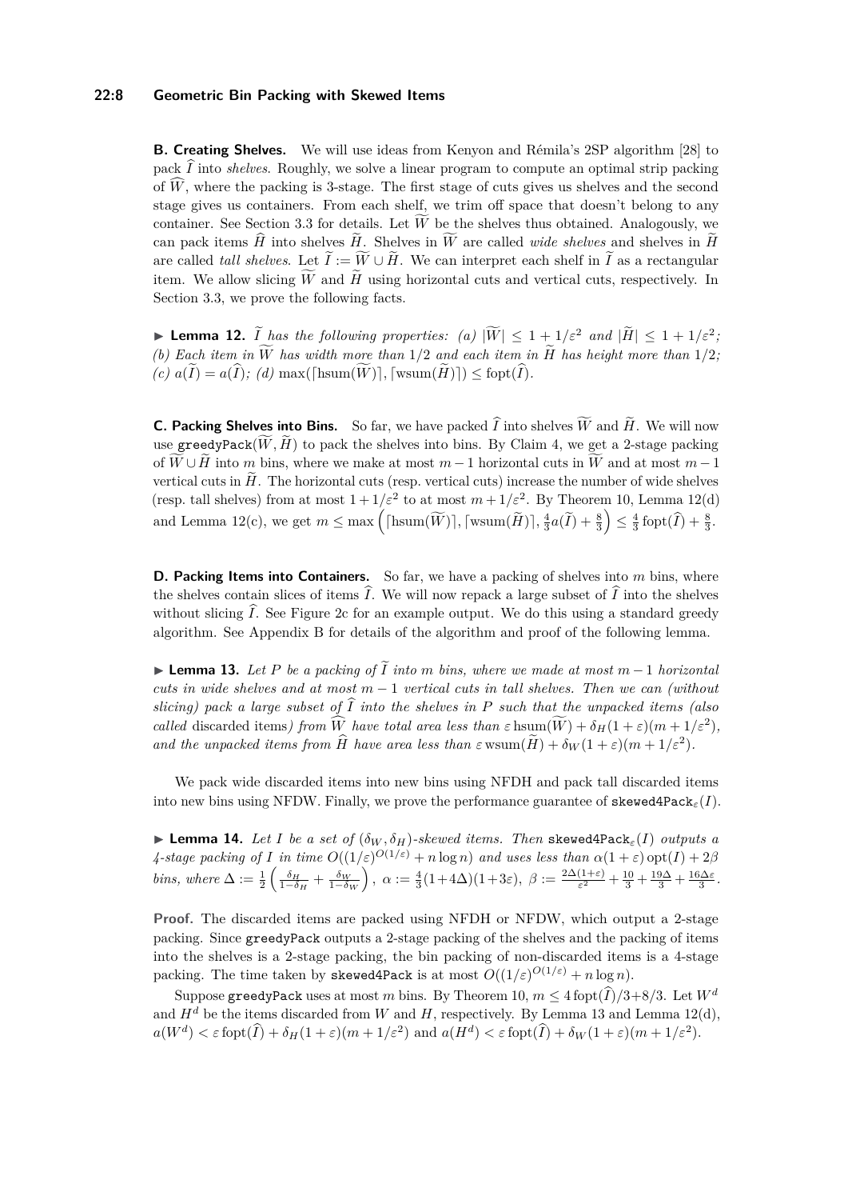**B. Creating Shelves.** We will use ideas from Kenyon and Rémila's 2SP algorithm [28] to pack $\widehat{I}$ into *shelves*. Roughly, we solve a linear program to compute an optimal strip packing of $\widehat{W}$, where the packing is 3-stage. The first stage of cuts gives us shelves and the second stage gives us containers. From each shelf, we trim off space that doesn't belong to any container. See Section 3.3 for details. Let $\widetilde{W}$ be the shelves thus obtained. Analogously, we can pack items $\widehat{H}$ into shelves $\widetilde{H}$. Shelves in $\widetilde{W}$ are called *wide shelves* and shelves in $\widetilde{H}$ are called *tall shelves*. Let $\widetilde{I} := \widetilde{W} \cup \widetilde{H}$. We can interpret each shelf in $\widetilde{I}$ as a rectangular item. We allow slicing $\widetilde{W}$ and $\widetilde{H}$ using horizontal cuts and vertical cuts, respectively. In Section 3.3, we prove the following facts.

▶ **Lemma 12.** *$\widetilde{I}$ has the following properties: (a) $|\widetilde{W}| \le 1 + 1/\varepsilon^2$ and $|\widetilde{H}| \le 1 + 1/\varepsilon^2$; (b) Each item in $\widetilde{W}$ has width more than $1/2$ and each item in $\widetilde{H}$ has height more than $1/2$; (c) $a(\widetilde{I}) = a(\widehat{I})$; (d) $\max(\lceil \operatorname{hsum}(\widetilde{W}) \rceil, \lceil \operatorname{wsum}(\widetilde{H}) \rceil) \le \operatorname{fopt}(\widehat{I})$.*

**C. Packing Shelves into Bins.** So far, we have packed $\widehat{I}$ into shelves $\widetilde{W}$ and $\widetilde{H}$. We will now use $\texttt{greedyPack}(\widetilde{W}, \widetilde{H})$ to pack the shelves into bins. By Claim 4, we get a 2-stage packing of $\widetilde{W} \cup \widetilde{H}$ into $m$ bins, where we make at most $m-1$ horizontal cuts in $\widetilde{W}$ and at most $m-1$ vertical cuts in $\widetilde{H}$. The horizontal cuts (resp. vertical cuts) increase the number of wide shelves (resp. tall shelves) from at most $1 + 1/\varepsilon^2$ to at most $m + 1/\varepsilon^2$. By Theorem 10, Lemma 12(d) and Lemma 12(c), we get $m \le \max\left(\lceil \operatorname{hsum}(\widetilde{W}) \rceil, \lceil \operatorname{wsum}(\widetilde{H}) \rceil, \frac{4}{3}a(\widetilde{I}) + \frac{8}{3}\right) \le \frac{4}{3}\operatorname{fopt}(\widehat{I}) + \frac{8}{3}$.

**D. Packing Items into Containers.** So far, we have a packing of shelves into $m$ bins, where the shelves contain slices of items $\widehat{I}$. We will now repack a large subset of $\widehat{I}$ into the shelves without slicing $\widehat{I}$. See Figure 2c for an example output. We do this using a standard greedy algorithm. See Appendix B for details of the algorithm and proof of the following lemma.

▶ **Lemma 13.** *Let $P$ be a packing of $\widetilde{I}$ into $m$ bins, where we made at most $m-1$ horizontal cuts in wide shelves and at most $m-1$ vertical cuts in tall shelves. Then we can (without slicing) pack a large subset of $\widehat{I}$ into the shelves in $P$ such that the unpacked items (also called* discarded items*) from $\widehat{W}$ have total area less than $\varepsilon \operatorname{hsum}(\widetilde{W}) + \delta_H(1+\varepsilon)(m + 1/\varepsilon^2)$, and the unpacked items from $\widehat{H}$ have area less than $\varepsilon \operatorname{wsum}(\widetilde{H}) + \delta_W(1+\varepsilon)(m + 1/\varepsilon^2)$.*

We pack wide discarded items into new bins using NFDH and pack tall discarded items into new bins using NFDW. Finally, we prove the performance guarantee of $\texttt{skewed4Pack}_\varepsilon(I)$.

▶ **Lemma 14.** *Let $I$ be a set of $(\delta_W, \delta_H)$-skewed items. Then $\texttt{skewed4Pack}_\varepsilon(I)$ outputs a 4-stage packing of $I$ in time $O((1/\varepsilon)^{O(1/\varepsilon)} + n \log n)$ and uses less than $\alpha(1+\varepsilon)\operatorname{opt}(I) + 2\beta$ bins, where $\Delta := \frac{1}{2}\left(\frac{\delta_H}{1-\delta_H} + \frac{\delta_W}{1-\delta_W}\right)$, $\alpha := \frac{4}{3}(1+4\Delta)(1+3\varepsilon)$, $\beta := \frac{2\Delta(1+\varepsilon)}{\varepsilon^2} + \frac{10}{3} + \frac{19\Delta}{3} + \frac{16\Delta\varepsilon}{3}$.*

**Proof.** The discarded items are packed using NFDH or NFDW, which output a 2-stage packing. Since greedyPack outputs a 2-stage packing of the shelves and the packing of items into the shelves is a 2-stage packing, the bin packing of non-discarded items is a 4-stage packing. The time taken by skewed4Pack is at most $O((1/\varepsilon)^{O(1/\varepsilon)} + n \log n)$.

Suppose greedyPack uses at most $m$ bins. By Theorem 10, $m \le 4\operatorname{fopt}(\widehat{I})/3 + 8/3$. Let $W^d$ and $H^d$ be the items discarded from $W$ and $H$, respectively. By Lemma 13 and Lemma 12(d), $a(W^d) < \varepsilon \operatorname{fopt}(\widehat{I}) + \delta_H(1+\varepsilon)(m + 1/\varepsilon^2)$ and $a(H^d) < \varepsilon \operatorname{fopt}(\widehat{I}) + \delta_W(1+\varepsilon)(m + 1/\varepsilon^2)$.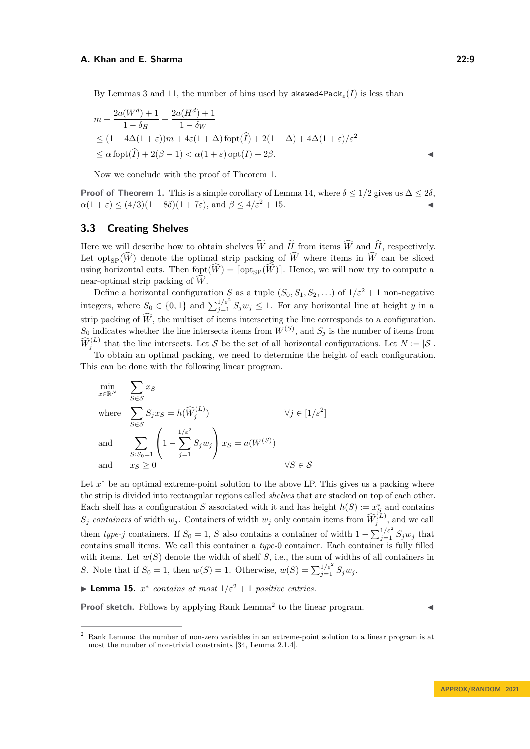By Lemmas 3 and 11, the number of bins used by `skewed4Pack`$_\varepsilon(I)$ is less than

$$
\begin{aligned}
& m + \frac{2a(W^d)+1}{1-\delta_H} + \frac{2a(H^d)+1}{1-\delta_W} \\
& \le (1+4\Delta(1+\varepsilon))m + 4\varepsilon(1+\Delta)\operatorname{fopt}(\widehat{I}) + 2(1+\Delta) + 4\Delta(1+\varepsilon)/\varepsilon^2 \\
& \le \alpha \operatorname{fopt}(\widehat{I}) + 2(\beta-1) < \alpha(1+\varepsilon)\operatorname{opt}(I) + 2\beta. \qquad \blacktriangleleft
\end{aligned}
$$

Now we conclude with the proof of Theorem 1.

**Proof of Theorem 1.** This is a simple corollary of Lemma 14, where $\delta \le 1/2$ gives us $\Delta \le 2\delta$, $\alpha(1+\varepsilon) \le (4/3)(1+8\delta)(1+7\varepsilon)$, and $\beta \le 4/\varepsilon^2 + 15$. ◀

## 3.3 Creating Shelves

Here we will describe how to obtain shelves $\widetilde{W}$ and $\widetilde{H}$ from items $\widehat{W}$ and $\widehat{H}$, respectively. Let $\operatorname{opt}_{\mathrm{SP}}(\widehat{W})$ denote the optimal strip packing of $\widehat{W}$ where items in $\widehat{W}$ can be sliced using horizontal cuts. Then $\operatorname{fopt}(\widehat{W}) = \lceil \operatorname{opt}_{\mathrm{SP}}(\widehat{W}) \rceil$. Hence, we will now try to compute a near-optimal strip packing of $\widehat{W}$.

Define a horizontal configuration $S$ as a tuple $(S_0, S_1, S_2, \ldots)$ of $1/\varepsilon^2 + 1$ non-negative integers, where $S_0 \in \{0,1\}$ and $\sum_{j=1}^{1/\varepsilon^2} S_j w_j \le 1$. For any horizontal line at height $y$ in a strip packing of $\widehat{W}$, the multiset of items intersecting the line corresponds to a configuration. $S_0$ indicates whether the line intersects items from $W^{(S)}$, and $S_j$ is the number of items from $\widehat{W}_j^{(L)}$ that the line intersects. Let $\mathcal{S}$ be the set of all horizontal configurations. Let $N := |\mathcal{S}|$.

To obtain an optimal packing, we need to determine the height of each configuration. This can be done with the following linear program.

$$
\begin{aligned}
\min_{x \in \mathbb{R}^N} \quad & \sum_{S \in \mathcal{S}} x_S \\
\text{where} \quad & \sum_{S \in \mathcal{S}} S_j x_S = h(\widehat{W}_j^{(L)}) && \forall j \in [1/\varepsilon^2] \\
\text{and} \quad & \sum_{S : S_0 = 1} \left( 1 - \sum_{j=1}^{1/\varepsilon^2} S_j w_j \right) x_S = a(W^{(S)}) \\
\text{and} \quad & x_S \ge 0 && \forall S \in \mathcal{S}
\end{aligned}
$$

Let $x^*$ be an optimal extreme-point solution to the above LP. This gives us a packing where the strip is divided into rectangular regions called *shelves* that are stacked on top of each other. Each shelf has a configuration $S$ associated with it and has height $h(S) := x_S^*$ and contains $S_j$ *containers* of width $w_j$. Containers of width $w_j$ only contain items from $\widehat{W}_j^{(L)}$, and we call them *type-$j$* containers. If $S_0 = 1$, $S$ also contains a container of width $1 - \sum_{j=1}^{1/\varepsilon^2} S_j w_j$ that contains small items. We call this container a *type-0* container. Each container is fully filled with items. Let $w(S)$ denote the width of shelf $S$, i.e., the sum of widths of all containers in $S$. Note that if $S_0 = 1$, then $w(S) = 1$. Otherwise, $w(S) = \sum_{j=1}^{1/\varepsilon^2} S_j w_j$.

▶ **Lemma 15.** *$x^*$ contains at most $1/\varepsilon^2 + 1$ positive entries.*

**Proof sketch.** Follows by applying Rank Lemma[2] to the linear program. ◀

---

[2] Rank Lemma: the number of non-zero variables in an extreme-point solution to a linear program is at most the number of non-trivial constraints [34, Lemma 2.1.4].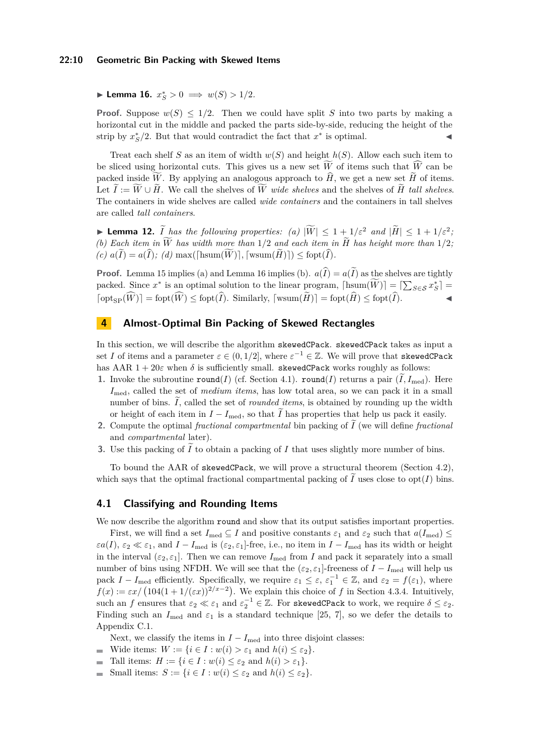▶ **Lemma 16.** $x_S^* > 0 \implies w(S) > 1/2$.

**Proof.** Suppose $w(S) \le 1/2$. Then we could have split $S$ into two parts by making a horizontal cut in the middle and packed the parts side-by-side, reducing the height of the strip by $x_S^*/2$. But that would contradict the fact that $x^*$ is optimal. ◀

Treat each shelf $S$ as an item of width $w(S)$ and height $h(S)$. Allow each such item to be sliced using horizontal cuts. This gives us a new set $\widetilde{W}$ of items such that $\widetilde{W}$ can be packed inside $\widehat{W}$. By applying an analogous approach to $\widehat{H}$, we get a new set $\widetilde{H}$ of items. Let $\widetilde{I} := \widetilde{W} \cup \widetilde{H}$. We call the shelves of $\widetilde{W}$ *wide shelves* and the shelves of $\widetilde{H}$ *tall shelves*. The containers in wide shelves are called *wide containers* and the containers in tall shelves are called *tall containers*.

▶ **Lemma 12.** *$\widetilde{I}$ has the following properties: (a) $|\widetilde{W}| \le 1 + 1/\varepsilon^2$ and $|\widetilde{H}| \le 1 + 1/\varepsilon^2$; (b) Each item in $\widetilde{W}$ has width more than $1/2$ and each item in $\widetilde{H}$ has height more than $1/2$; (c) $a(\widetilde{I}) = a(\widehat{I})$; (d) $\max(\lceil \mathrm{hsum}(\widetilde{W}) \rceil, \lceil \mathrm{wsum}(\widetilde{H}) \rceil) \le \mathrm{fopt}(\widehat{I})$.*

**Proof.** Lemma 15 implies (a) and Lemma 16 implies (b). $a(\widehat{I}) = a(\widetilde{I})$ as the shelves are tightly packed. Since $x^*$ is an optimal solution to the linear program, $\lceil \mathrm{hsum}(\widetilde{W}) \rceil = \lceil \sum_{S \in \mathcal{S}} x_S^* \rceil = \lceil \mathrm{opt}_{\mathrm{SP}}(\widehat{W}) \rceil = \mathrm{fopt}(\widehat{W}) \le \mathrm{fopt}(\widehat{I})$. Similarly, $\lceil \mathrm{wsum}(\widetilde{H}) \rceil = \mathrm{fopt}(\widehat{H}) \le \mathrm{fopt}(\widehat{I})$. ◀

# 4 Almost-Optimal Bin Packing of Skewed Rectangles

In this section, we will describe the algorithm `skewedCPack`. `skewedCPack` takes as input a set $I$ of items and a parameter $\varepsilon \in (0, 1/2]$, where $\varepsilon^{-1} \in \mathbb{Z}$. We will prove that `skewedCPack` has AAR $1 + 20\varepsilon$ when $\delta$ is sufficiently small. `skewedCPack` works roughly as follows:

1. Invoke the subroutine `round`$(I)$ (cf. Section 4.1). `round`$(I)$ returns a pair $(\widetilde{I}, I_{\mathrm{med}})$. Here $I_{\mathrm{med}}$, called the set of *medium items*, has low total area, so we can pack it in a small number of bins. $\widetilde{I}$, called the set of *rounded items*, is obtained by rounding up the width or height of each item in $I - I_{\mathrm{med}}$, so that $\widetilde{I}$ has properties that help us pack it easily.
2. Compute the optimal *fractional compartmental* bin packing of $\widetilde{I}$ (we will define *fractional* and *compartmental* later).
3. Use this packing of $\widetilde{I}$ to obtain a packing of $I$ that uses slightly more number of bins.

To bound the AAR of `skewedCPack`, we will prove a structural theorem (Section 4.2), which says that the optimal fractional compartmental packing of $\widetilde{I}$ uses close to $\mathrm{opt}(I)$ bins.

## 4.1 Classifying and Rounding Items

We now describe the algorithm `round` and show that its output satisfies important properties.

First, we will find a set $I_{\mathrm{med}} \subseteq I$ and positive constants $\varepsilon_1$ and $\varepsilon_2$ such that $a(I_{\mathrm{med}}) \le \varepsilon a(I)$, $\varepsilon_2 \ll \varepsilon_1$, and $I - I_{\mathrm{med}}$ is $(\varepsilon_2, \varepsilon_1]$-free, i.e., no item in $I - I_{\mathrm{med}}$ has its width or height in the interval $(\varepsilon_2, \varepsilon_1]$. Then we can remove $I_{\mathrm{med}}$ from $I$ and pack it separately into a small number of bins using NFDH. We will see that the $(\varepsilon_2, \varepsilon_1]$-freeness of $I - I_{\mathrm{med}}$ will help us pack $I - I_{\mathrm{med}}$ efficiently. Specifically, we require $\varepsilon_1 \le \varepsilon$, $\varepsilon_1^{-1} \in \mathbb{Z}$, and $\varepsilon_2 = f(\varepsilon_1)$, where $f(x) := \varepsilon x / \left(104(1 + 1/(\varepsilon x))^{2/x - 2}\right)$. We explain this choice of $f$ in Section 4.3.4. Intuitively, such an $f$ ensures that $\varepsilon_2 \ll \varepsilon_1$ and $\varepsilon_2^{-1} \in \mathbb{Z}$. For `skewedCPack` to work, we require $\delta \le \varepsilon_2$. Finding such an $I_{\mathrm{med}}$ and $\varepsilon_1$ is a standard technique [25, 7], so we defer the details to Appendix C.1.

Next, we classify the items in $I - I_{\mathrm{med}}$ into three disjoint classes:

- Wide items: $W := \{i \in I : w(i) > \varepsilon_1 \text{ and } h(i) \le \varepsilon_2\}$.
- Tall items: $H := \{i \in I : w(i) \le \varepsilon_2 \text{ and } h(i) > \varepsilon_1\}$.
- Small items: $S := \{i \in I : w(i) \le \varepsilon_2 \text{ and } h(i) \le \varepsilon_2\}$.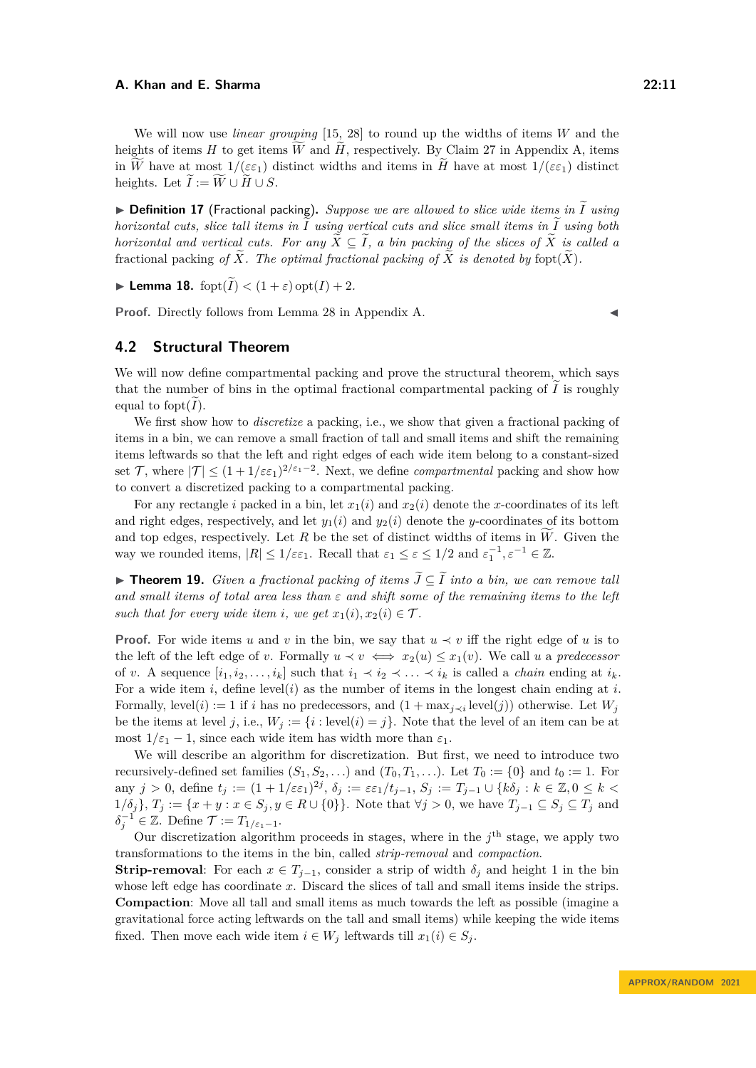We will now use *linear grouping* [15, 28] to round up the widths of items $W$ and the heights of items $H$ to get items $\widetilde{W}$ and $\widetilde{H}$, respectively. By Claim 27 in Appendix A, items in $\widetilde{W}$ have at most $1/(\varepsilon\varepsilon_1)$ distinct widths and items in $\widetilde{H}$ have at most $1/(\varepsilon\varepsilon_1)$ distinct heights. Let $\widetilde{I} := \widetilde{W} \cup \widetilde{H} \cup S$.

▶ **Definition 17** (Fractional packing). *Suppose we are allowed to slice wide items in $\widetilde{I}$ using horizontal cuts, slice tall items in $\widetilde{I}$ using vertical cuts and slice small items in $\widetilde{I}$ using both horizontal and vertical cuts. For any $\widetilde{X} \subseteq \widetilde{I}$, a bin packing of the slices of $\widetilde{X}$ is called a* fractional packing *of $\widetilde{X}$. The optimal fractional packing of $\widetilde{X}$ is denoted by* $\operatorname{fopt}(\widetilde{X})$.

▶ **Lemma 18.** $\operatorname{fopt}(\widetilde{I}) < (1+\varepsilon)\operatorname{opt}(I) + 2$.

**Proof.** Directly follows from Lemma 28 in Appendix A. ◀

## 4.2 Structural Theorem

We will now define compartmental packing and prove the structural theorem, which says that the number of bins in the optimal fractional compartmental packing of $\widetilde{I}$ is roughly equal to $\operatorname{fopt}(\widetilde{I})$.

We first show how to *discretize* a packing, i.e., we show that given a fractional packing of items in a bin, we can remove a small fraction of tall and small items and shift the remaining items leftwards so that the left and right edges of each wide item belong to a constant-sized set $\mathcal{T}$, where $|\mathcal{T}| \le (1 + 1/\varepsilon\varepsilon_1)^{2/\varepsilon_1 - 2}$. Next, we define *compartmental* packing and show how to convert a discretized packing to a compartmental packing.

For any rectangle $i$ packed in a bin, let $x_1(i)$ and $x_2(i)$ denote the $x$-coordinates of its left and right edges, respectively, and let $y_1(i)$ and $y_2(i)$ denote the $y$-coordinates of its bottom and top edges, respectively. Let $R$ be the set of distinct widths of items in $\widetilde{W}$. Given the way we rounded items, $|R| \le 1/\varepsilon\varepsilon_1$. Recall that $\varepsilon_1 \le \varepsilon \le 1/2$ and $\varepsilon_1^{-1}, \varepsilon^{-1} \in \mathbb{Z}$.

▶ **Theorem 19.** *Given a fractional packing of items $\widetilde{J} \subseteq \widetilde{I}$ into a bin, we can remove tall and small items of total area less than $\varepsilon$ and shift some of the remaining items to the left such that for every wide item $i$, we get $x_1(i), x_2(i) \in \mathcal{T}$.*

**Proof.** For wide items $u$ and $v$ in the bin, we say that $u \prec v$ iff the right edge of $u$ is to the left of the left edge of $v$. Formally $u \prec v \iff x_2(u) \le x_1(v)$. We call $u$ a *predecessor* of $v$. A sequence $[i_1, i_2, \ldots, i_k]$ such that $i_1 \prec i_2 \prec \ldots \prec i_k$ is called a *chain* ending at $i_k$. For a wide item $i$, define $\operatorname{level}(i)$ as the number of items in the longest chain ending at $i$. Formally, $\operatorname{level}(i) := 1$ if $i$ has no predecessors, and $(1 + \max_{j \prec i} \operatorname{level}(j))$ otherwise. Let $W_j$ be the items at level $j$, i.e., $W_j := \{i : \operatorname{level}(i) = j\}$. Note that the level of an item can be at most $1/\varepsilon_1 - 1$, since each wide item has width more than $\varepsilon_1$.

We will describe an algorithm for discretization. But first, we need to introduce two recursively-defined set families $(S_1, S_2, \ldots)$ and $(T_0, T_1, \ldots)$. Let $T_0 := \{0\}$ and $t_0 := 1$. For any $j > 0$, define $t_j := (1 + 1/\varepsilon\varepsilon_1)^{2j}$, $\delta_j := \varepsilon\varepsilon_1/t_{j-1}$, $S_j := T_{j-1} \cup \{k\delta_j : k \in \mathbb{Z}, 0 \le k < 1/\delta_j\}$, $T_j := \{x + y : x \in S_j, y \in R \cup \{0\}\}$. Note that $\forall j > 0$, we have $T_{j-1} \subseteq S_j \subseteq T_j$ and $\delta_j^{-1} \in \mathbb{Z}$. Define $\mathcal{T} := T_{1/\varepsilon_1 - 1}$.

Our discretization algorithm proceeds in stages, where in the $j^{\text{th}}$ stage, we apply two transformations to the items in the bin, called *strip-removal* and *compaction*.

**Strip-removal**: For each $x \in T_{j-1}$, consider a strip of width $\delta_j$ and height 1 in the bin whose left edge has coordinate $x$. Discard the slices of tall and small items inside the strips.

**Compaction**: Move all tall and small items as much towards the left as possible (imagine a gravitational force acting leftwards on the tall and small items) while keeping the wide items fixed. Then move each wide item $i \in W_j$ leftwards till $x_1(i) \in S_j$.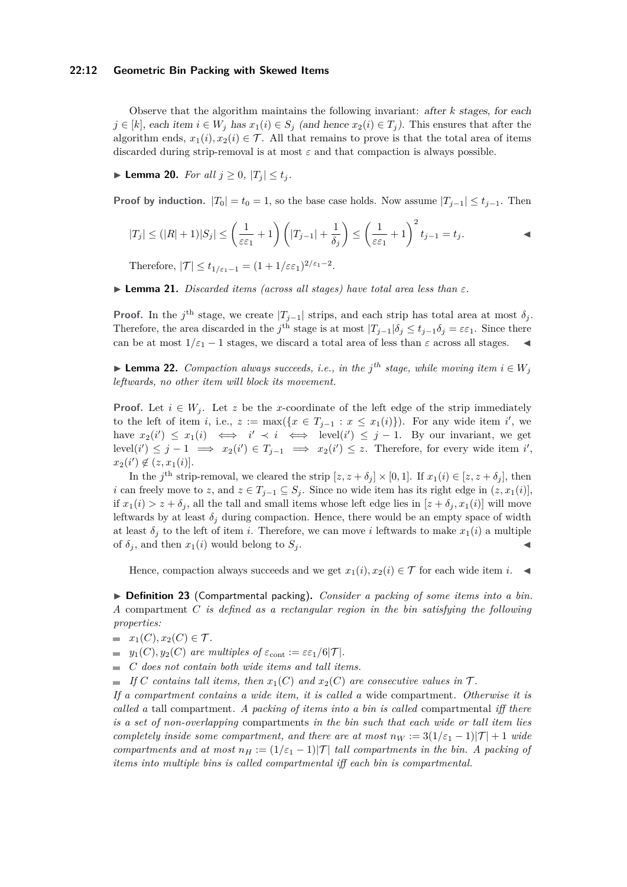Observe that the algorithm maintains the following invariant: *after $k$ stages, for each $j \in [k]$, each item $i \in W_j$ has $x_1(i) \in S_j$ (and hence $x_2(i) \in T_j$).* This ensures that after the algorithm ends, $x_1(i), x_2(i) \in \mathcal{T}$. All that remains to prove is that the total area of items discarded during strip-removal is at most $\varepsilon$ and that compaction is always possible.

▶ **Lemma 20.** *For all $j \geq 0$, $|T_j| \leq t_j$.*

**Proof by induction.** $|T_0| = t_0 = 1$, so the base case holds. Now assume $|T_{j-1}| \leq t_{j-1}$. Then

$$|T_j| \leq (|R|+1)|S_j| \leq \left(\frac{1}{\varepsilon\varepsilon_1}+1\right)\left(|T_{j-1}| + \frac{1}{\delta_j}\right) \leq \left(\frac{1}{\varepsilon\varepsilon_1}+1\right)^2 t_{j-1} = t_j.$$ ◀

Therefore, $|\mathcal{T}| \leq t_{1/\varepsilon_1 - 1} = (1 + 1/\varepsilon\varepsilon_1)^{2/\varepsilon_1 - 2}$.

▶ **Lemma 21.** *Discarded items (across all stages) have total area less than $\varepsilon$.*

**Proof.** In the $j^{\text{th}}$ stage, we create $|T_{j-1}|$ strips, and each strip has total area at most $\delta_j$. Therefore, the area discarded in the $j^{\text{th}}$ stage is at most $|T_{j-1}|\delta_j \leq t_{j-1}\delta_j = \varepsilon\varepsilon_1$. Since there can be at most $1/\varepsilon_1 - 1$ stages, we discard a total area of less than $\varepsilon$ across all stages. ◀

▶ **Lemma 22.** *Compaction always succeeds, i.e., in the $j^{th}$ stage, while moving item $i \in W_j$ leftwards, no other item will block its movement.*

**Proof.** Let $i \in W_j$. Let $z$ be the $x$-coordinate of the left edge of the strip immediately to the left of item $i$, i.e., $z := \max(\{x \in T_{j-1} : x \leq x_1(i)\})$. For any wide item $i'$, we have $x_2(i') \leq x_1(i) \iff i' \prec i \iff \text{level}(i') \leq j-1$. By our invariant, we get $\text{level}(i') \leq j-1 \implies x_2(i') \in T_{j-1} \implies x_2(i') \leq z$. Therefore, for every wide item $i'$, $x_2(i') \notin (z, x_1(i)]$.

In the $j^{\text{th}}$ strip-removal, we cleared the strip $[z, z+\delta_j] \times [0,1]$. If $x_1(i) \in [z, z+\delta_j]$, then $i$ can freely move to $z$, and $z \in T_{j-1} \subseteq S_j$. Since no wide item has its right edge in $(z, x_1(i)]$, if $x_1(i) > z + \delta_j$, all the tall and small items whose left edge lies in $[z+\delta_j, x_1(i)]$ will move leftwards by at least $\delta_j$ during compaction. Hence, there would be an empty space of width at least $\delta_j$ to the left of item $i$. Therefore, we can move $i$ leftwards to make $x_1(i)$ a multiple of $\delta_j$, and then $x_1(i)$ would belong to $S_j$. ◀

Hence, compaction always succeeds and we get $x_1(i), x_2(i) \in \mathcal{T}$ for each wide item $i$. ◀

▶ **Definition 23** (Compartmental packing)**.** *Consider a packing of some items into a bin. A* compartment *$C$ is defined as a rectangular region in the bin satisfying the following properties:*

- *$x_1(C), x_2(C) \in \mathcal{T}$.*
- *$y_1(C), y_2(C)$ are multiples of $\varepsilon_{\text{cont}} := \varepsilon\varepsilon_1/6|\mathcal{T}|$.*
- *$C$ does not contain both wide items and tall items.*
- *If $C$ contains tall items, then $x_1(C)$ and $x_2(C)$ are consecutive values in $\mathcal{T}$.*

*If a compartment contains a wide item, it is called a* wide compartment*. Otherwise it is called a* tall compartment*. A packing of items into a bin is called* compartmental *iff there is a set of non-overlapping* compartments *in the bin such that each wide or tall item lies completely inside some compartment, and there are at most $n_W := 3(1/\varepsilon_1 - 1)|\mathcal{T}| + 1$ wide compartments and at most $n_H := (1/\varepsilon_1 - 1)|\mathcal{T}|$ tall compartments in the bin. A packing of items into multiple bins is called compartmental iff each bin is compartmental.*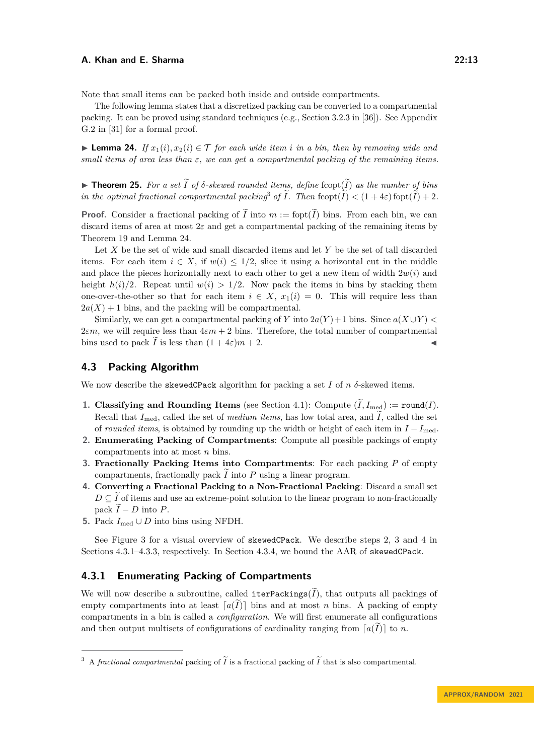Note that small items can be packed both inside and outside compartments.

The following lemma states that a discretized packing can be converted to a compartmental packing. It can be proved using standard techniques (e.g., Section 3.2.3 in [36]). See Appendix G.2 in [31] for a formal proof.

▶ **Lemma 24.** *If $x_1(i), x_2(i) \in \mathcal{T}$ for each wide item $i$ in a bin, then by removing wide and small items of area less than $\varepsilon$, we can get a compartmental packing of the remaining items.*

▶ **Theorem 25.** *For a set $\widetilde{I}$ of $\delta$-skewed rounded items, define $\operatorname{fcopt}(\widetilde{I})$ as the number of bins in the optimal fractional compartmental packing[3] of $\widetilde{I}$. Then $\operatorname{fcopt}(\widetilde{I}) < (1 + 4\varepsilon)\operatorname{fopt}(\widetilde{I}) + 2$.*

**Proof.** Consider a fractional packing of $\widetilde{I}$ into $m := \operatorname{fopt}(\widetilde{I})$ bins. From each bin, we can discard items of area at most $2\varepsilon$ and get a compartmental packing of the remaining items by Theorem 19 and Lemma 24.

Let $X$ be the set of wide and small discarded items and let $Y$ be the set of tall discarded items. For each item $i \in X$, if $w(i) \le 1/2$, slice it using a horizontal cut in the middle and place the pieces horizontally next to each other to get a new item of width $2w(i)$ and height $h(i)/2$. Repeat until $w(i) > 1/2$. Now pack the items in bins by stacking them one-over-the-other so that for each item $i \in X$, $x_1(i) = 0$. This will require less than $2a(X) + 1$ bins, and the packing will be compartmental.

Similarly, we can get a compartmental packing of $Y$ into $2a(Y)+1$ bins. Since $a(X \cup Y) < 2\varepsilon m$, we will require less than $4\varepsilon m + 2$ bins. Therefore, the total number of compartmental bins used to pack $\widetilde{I}$ is less than $(1 + 4\varepsilon)m + 2$. ◀

## 4.3 Packing Algorithm

We now describe the skewedCPack algorithm for packing a set $I$ of $n$ $\delta$-skewed items.

1. **Classifying and Rounding Items** (see Section 4.1): Compute $(\widetilde{I}, I_{\text{med}}) := \texttt{round}(I)$. Recall that $I_{\text{med}}$, called the set of *medium items*, has low total area, and $\widetilde{I}$, called the set of *rounded items*, is obtained by rounding up the width or height of each item in $I - I_{\text{med}}$.
2. **Enumerating Packing of Compartments**: Compute all possible packings of empty compartments into at most $n$ bins.
3. **Fractionally Packing Items into Compartments**: For each packing $P$ of empty compartments, fractionally pack $\widetilde{I}$ into $P$ using a linear program.
4. **Converting a Fractional Packing to a Non-Fractional Packing**: Discard a small set $D \subseteq \widetilde{I}$ of items and use an extreme-point solution to the linear program to non-fractionally pack $\widetilde{I} - D$ into $P$.
5. Pack $I_{\text{med}} \cup D$ into bins using NFDH.

See Figure 3 for a visual overview of skewedCPack. We describe steps 2, 3 and 4 in Sections 4.3.1–4.3.3, respectively. In Section 4.3.4, we bound the AAR of skewedCPack.

### 4.3.1 Enumerating Packing of Compartments

We will now describe a subroutine, called iterPackings($\widetilde{I}$), that outputs all packings of empty compartments into at least $\lceil a(\widetilde{I}) \rceil$ bins and at most $n$ bins. A packing of empty compartments in a bin is called a *configuration*. We will first enumerate all configurations and then output multisets of configurations of cardinality ranging from $\lceil a(\widetilde{I}) \rceil$ to $n$.

---

[3] A *fractional compartmental* packing of $\widetilde{I}$ is a fractional packing of $\widetilde{I}$ that is also compartmental.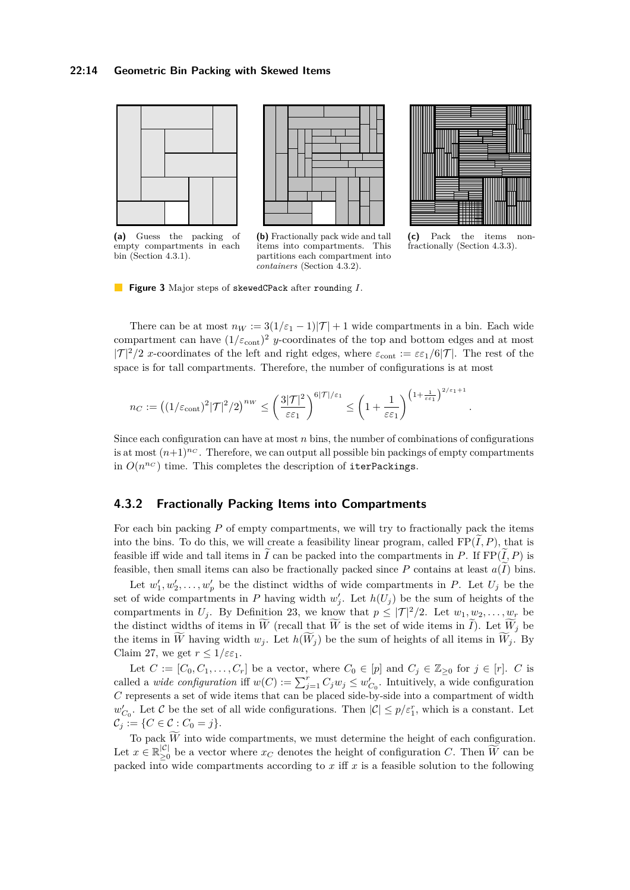(a) Guess the packing of empty compartments in each bin (Section 4.3.1).

(b) Fractionally pack wide and tall items into compartments. This partitions each compartment into *containers* (Section 4.3.2).

(c) Pack the items non-fractionally (Section 4.3.3).

**Figure 3** Major steps of `skewedCPack` after `rounding` $I$.

There can be at most $n_W := 3(1/\varepsilon_1 - 1)|\mathcal{T}| + 1$ wide compartments in a bin. Each wide compartment can have $(1/\varepsilon_{\text{cont}})^2$ $y$-coordinates of the top and bottom edges and at most $|\mathcal{T}|^2/2$ $x$-coordinates of the left and right edges, where $\varepsilon_{\text{cont}} := \varepsilon\varepsilon_1/6|\mathcal{T}|$. The rest of the space is for tall compartments. Therefore, the number of configurations is at most

$$n_C := \left((1/\varepsilon_{\text{cont}})^2|\mathcal{T}|^2/2\right)^{n_W} \le \left(\frac{3|\mathcal{T}|^2}{\varepsilon\varepsilon_1}\right)^{6|\mathcal{T}|/\varepsilon_1} \le \left(1 + \frac{1}{\varepsilon\varepsilon_1}\right)^{\left(1+\frac{1}{\varepsilon\varepsilon_1}\right)^{2/\varepsilon_1+1}}.$$

Since each configuration can have at most $n$ bins, the number of combinations of configurations is at most $(n+1)^{n_C}$. Therefore, we can output all possible bin packings of empty compartments in $O(n^{n_C})$ time. This completes the description of `iterPackings`.

### 4.3.2 Fractionally Packing Items into Compartments

For each bin packing $P$ of empty compartments, we will try to fractionally pack the items into the bins. To do this, we will create a feasibility linear program, called $\text{FP}(\widetilde{I}, P)$, that is feasible iff wide and tall items in $\widetilde{I}$ can be packed into the compartments in $P$. If $\text{FP}(\widetilde{I}, P)$ is feasible, then small items can be fractionally packed since $P$ contains at least $a(\widetilde{I})$ bins.

Let $w'_1, w'_2, \dots, w'_p$ be the distinct widths of wide compartments in $P$. Let $U_j$ be the set of wide compartments in $P$ having width $w'_j$. Let $h(U_j)$ be the sum of heights of the compartments in $U_j$. By Definition 23, we know that $p \le |\mathcal{T}|^2/2$. Let $w_1, w_2, \dots, w_r$ be the distinct widths of items in $\widetilde{W}$ (recall that $\widetilde{W}$ is the set of wide items in $\widetilde{I}$). Let $\widetilde{W}_j$ be the items in $\widetilde{W}$ having width $w_j$. Let $h(\widetilde{W}_j)$ be the sum of heights of all items in $\widetilde{W}_j$. By Claim 27, we get $r \le 1/\varepsilon\varepsilon_1$.

Let $C := [C_0, C_1, \dots, C_r]$ be a vector, where $C_0 \in [p]$ and $C_j \in \mathbb{Z}_{\ge 0}$ for $j \in [r]$. $C$ is called a *wide configuration* iff $w(C) := \sum_{j=1}^{r} C_j w_j \le w'_{C_0}$. Intuitively, a wide configuration $C$ represents a set of wide items that can be placed side-by-side into a compartment of width $w'_{C_0}$. Let $\mathcal{C}$ be the set of all wide configurations. Then $|\mathcal{C}| \le p/\varepsilon_1^r$, which is a constant. Let $\mathcal{C}_j := \{C \in \mathcal{C} : C_0 = j\}$.

To pack $\widetilde{W}$ into wide compartments, we must determine the height of each configuration. Let $x \in \mathbb{R}_{\ge 0}^{|\mathcal{C}|}$ be a vector where $x_C$ denotes the height of configuration $C$. Then $\widetilde{W}$ can be packed into wide compartments according to $x$ iff $x$ is a feasible solution to the following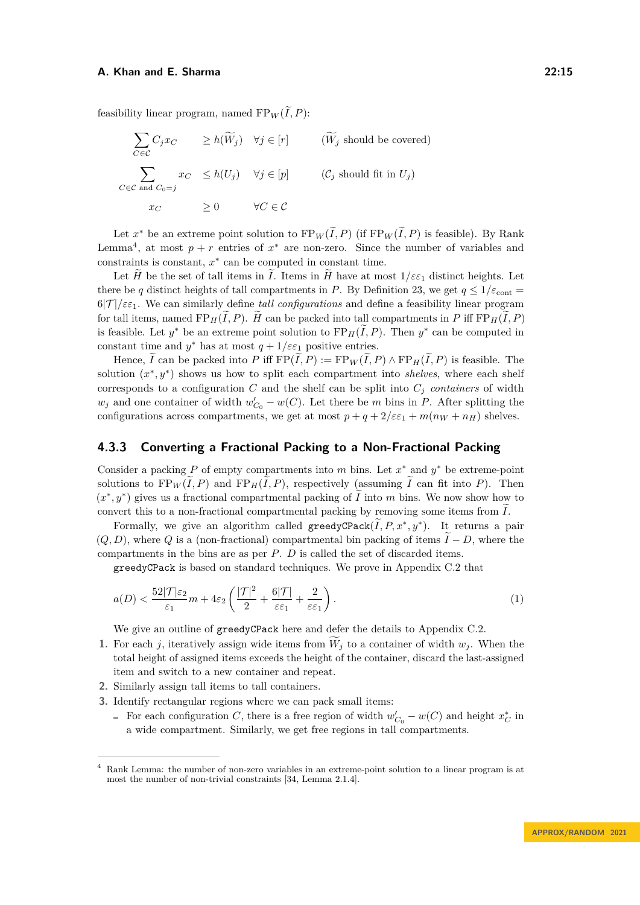feasibility linear program, named $\mathrm{FP}_W(\widetilde{I}, P)$:

$$
\begin{aligned}
&\sum_{C \in \mathcal{C}} C_j x_C && \geq h(\widetilde{W}_j) && \forall j \in [r] && (\widetilde{W}_j \text{ should be covered}) \\
&\sum_{C \in \mathcal{C} \text{ and } C_0 = j} x_C && \leq h(U_j) && \forall j \in [p] && (\mathcal{C}_j \text{ should fit in } U_j) \\
&x_C && \geq 0 && \forall C \in \mathcal{C}
\end{aligned}
$$

Let $x^*$ be an extreme point solution to $\mathrm{FP}_W(\widetilde{I}, P)$ (if $\mathrm{FP}_W(\widetilde{I}, P)$ is feasible). By Rank Lemma[4], at most $p + r$ entries of $x^*$ are non-zero. Since the number of variables and constraints is constant, $x^*$ can be computed in constant time.

Let $\widetilde{H}$ be the set of tall items in $\widetilde{I}$. Items in $\widetilde{H}$ have at most $1/\varepsilon\varepsilon_1$ distinct heights. Let there be $q$ distinct heights of tall compartments in $P$. By Definition 23, we get $q \leq 1/\varepsilon_{\text{cont}} = 6|\mathcal{T}|/\varepsilon\varepsilon_1$. We can similarly define *tall configurations* and define a feasibility linear program for tall items, named $\mathrm{FP}_H(\widetilde{I}, P)$. $\widetilde{H}$ can be packed into tall compartments in $P$ iff $\mathrm{FP}_H(\widetilde{I}, P)$ is feasible. Let $y^*$ be an extreme point solution to $\mathrm{FP}_H(\widetilde{I}, P)$. Then $y^*$ can be computed in constant time and $y^*$ has at most $q + 1/\varepsilon\varepsilon_1$ positive entries.

Hence, $\widetilde{I}$ can be packed into $P$ iff $\mathrm{FP}(\widetilde{I}, P) := \mathrm{FP}_W(\widetilde{I}, P) \wedge \mathrm{FP}_H(\widetilde{I}, P)$ is feasible. The solution $(x^*, y^*)$ shows us how to split each compartment into *shelves*, where each shelf corresponds to a configuration $C$ and the shelf can be split into $C_j$ *containers* of width $w_j$ and one container of width $w'_{C_0} - w(C)$. Let there be $m$ bins in $P$. After splitting the configurations across compartments, we get at most $p + q + 2/\varepsilon\varepsilon_1 + m(n_W + n_H)$ shelves.

### 4.3.3 Converting a Fractional Packing to a Non-Fractional Packing

Consider a packing $P$ of empty compartments into $m$ bins. Let $x^*$ and $y^*$ be extreme-point solutions to $\mathrm{FP}_W(\widetilde{I}, P)$ and $\mathrm{FP}_H(\widetilde{I}, P)$, respectively (assuming $\widetilde{I}$ can fit into $P$). Then $(x^*, y^*)$ gives us a fractional compartmental packing of $\widetilde{I}$ into $m$ bins. We now show how to convert this to a non-fractional compartmental packing by removing some items from $\widetilde{I}$.

Formally, we give an algorithm called `greedyCPack`$(\widetilde{I}, P, x^*, y^*)$. It returns a pair $(Q, D)$, where $Q$ is a (non-fractional) compartmental bin packing of items $\widetilde{I} - D$, where the compartments in the bins are as per $P$. $D$ is called the set of discarded items.

`greedyCPack` is based on standard techniques. We prove in Appendix C.2 that

$$a(D) < \frac{52|\mathcal{T}|\varepsilon_2}{\varepsilon_1} m + 4\varepsilon_2 \left( \frac{|\mathcal{T}|^2}{2} + \frac{6|\mathcal{T}|}{\varepsilon\varepsilon_1} + \frac{2}{\varepsilon\varepsilon_1} \right). \tag{1}$$

We give an outline of `greedyCPack` here and defer the details to Appendix C.2.

1. For each $j$, iteratively assign wide items from $\widetilde{W}_j$ to a container of width $w_j$. When the total height of assigned items exceeds the height of the container, discard the last-assigned item and switch to a new container and repeat.
2. Similarly assign tall items to tall containers.
3. Identify rectangular regions where we can pack small items:
   - For each configuration $C$, there is a free region of width $w'_{C_0} - w(C)$ and height $x^*_C$ in a wide compartment. Similarly, we get free regions in tall compartments.

---

[4] Rank Lemma: the number of non-zero variables in an extreme-point solution to a linear program is at most the number of non-trivial constraints [34, Lemma 2.1.4].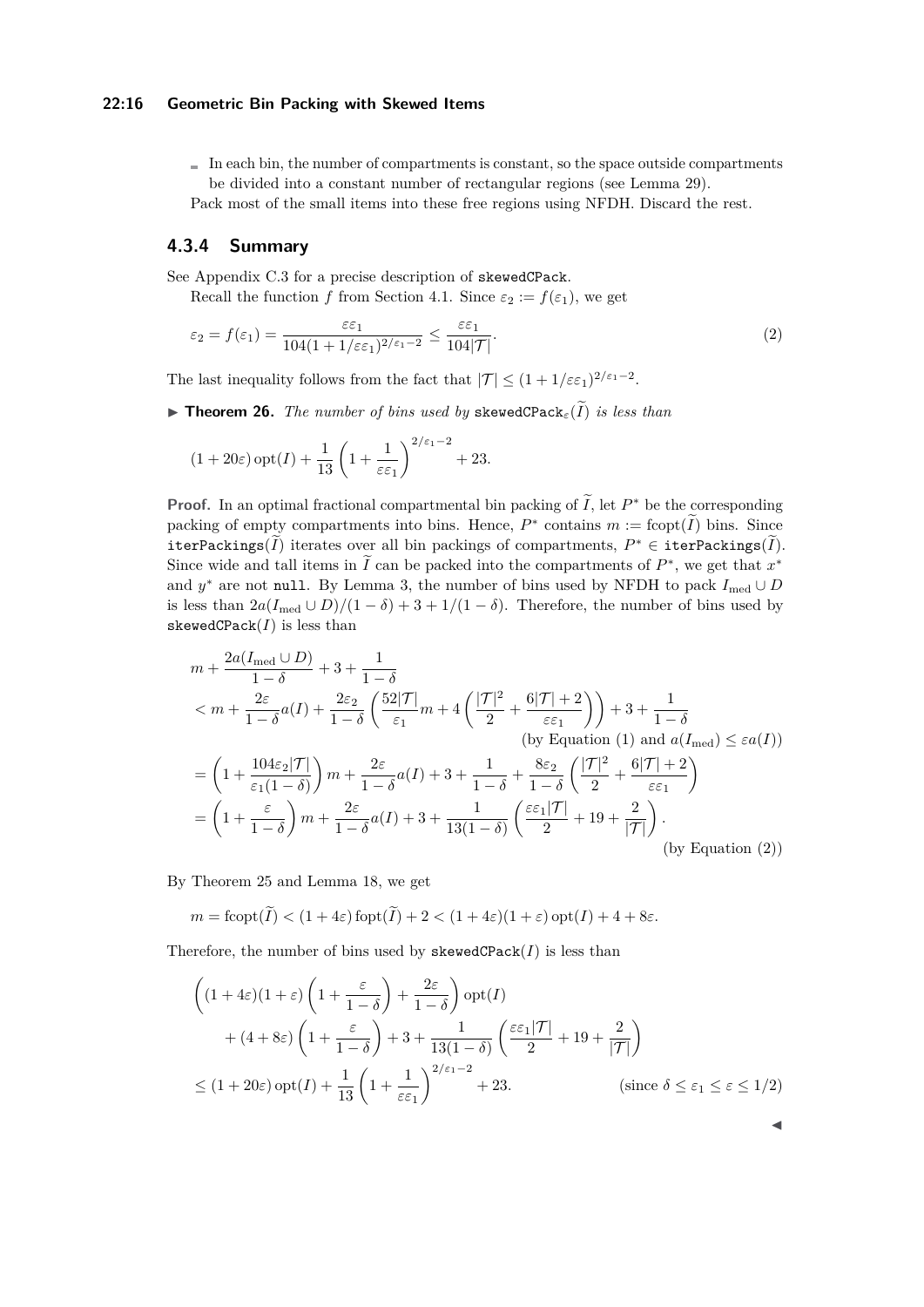- In each bin, the number of compartments is constant, so the space outside compartments be divided into a constant number of rectangular regions (see Lemma 29).

Pack most of the small items into these free regions using NFDH. Discard the rest.

### 4.3.4 Summary

See Appendix C.3 for a precise description of `skewedCPack`.

Recall the function $f$ from Section 4.1. Since $\varepsilon_2 := f(\varepsilon_1)$, we get

$$\varepsilon_2 = f(\varepsilon_1) = \frac{\varepsilon\varepsilon_1}{104(1 + 1/\varepsilon\varepsilon_1)^{2/\varepsilon_1 - 2}} \leq \frac{\varepsilon\varepsilon_1}{104|\mathcal{T}|}. \tag{2}$$

The last inequality follows from the fact that $|\mathcal{T}| \leq (1 + 1/\varepsilon\varepsilon_1)^{2/\varepsilon_1 - 2}$.

▶ **Theorem 26.** *The number of bins used by* $\texttt{skewedCPack}_\varepsilon(\widetilde{I})$ *is less than*

$$(1 + 20\varepsilon)\operatorname{opt}(I) + \frac{1}{13}\left(1 + \frac{1}{\varepsilon\varepsilon_1}\right)^{2/\varepsilon_1 - 2} + 23.$$

**Proof.** In an optimal fractional compartmental bin packing of $\widetilde{I}$, let $P^*$ be the corresponding packing of empty compartments into bins. Hence, $P^*$ contains $m := \operatorname{fcopt}(\widetilde{I})$ bins. Since $\texttt{iterPackings}(\widetilde{I})$ iterates over all bin packings of compartments, $P^* \in \texttt{iterPackings}(\widetilde{I})$. Since wide and tall items in $\widetilde{I}$ can be packed into the compartments of $P^*$, we get that $x^*$ and $y^*$ are not `null`. By Lemma 3, the number of bins used by NFDH to pack $I_{\text{med}} \cup D$ is less than $2a(I_{\text{med}} \cup D)/(1 - \delta) + 3 + 1/(1 - \delta)$. Therefore, the number of bins used by $\texttt{skewedCPack}(I)$ is less than

$$\begin{aligned}
&m + \frac{2a(I_{\text{med}} \cup D)}{1 - \delta} + 3 + \frac{1}{1 - \delta} \\
&< m + \frac{2\varepsilon}{1 - \delta}a(I) + \frac{2\varepsilon_2}{1 - \delta}\left(\frac{52|\mathcal{T}|}{\varepsilon_1}m + 4\left(\frac{|\mathcal{T}|^2}{2} + \frac{6|\mathcal{T}| + 2}{\varepsilon\varepsilon_1}\right)\right) + 3 + \frac{1}{1 - \delta} \\
&\qquad\qquad\qquad\qquad\text{(by Equation (1) and } a(I_{\text{med}}) \leq \varepsilon a(I)) \\
&= \left(1 + \frac{104\varepsilon_2|\mathcal{T}|}{\varepsilon_1(1 - \delta)}\right)m + \frac{2\varepsilon}{1 - \delta}a(I) + 3 + \frac{1}{1 - \delta} + \frac{8\varepsilon_2}{1 - \delta}\left(\frac{|\mathcal{T}|^2}{2} + \frac{6|\mathcal{T}| + 2}{\varepsilon\varepsilon_1}\right) \\
&= \left(1 + \frac{\varepsilon}{1 - \delta}\right)m + \frac{2\varepsilon}{1 - \delta}a(I) + 3 + \frac{1}{13(1 - \delta)}\left(\frac{\varepsilon\varepsilon_1|\mathcal{T}|}{2} + 19 + \frac{2}{|\mathcal{T}|}\right). \\
&\qquad\qquad\qquad\qquad\text{(by Equation (2))}
\end{aligned}$$

By Theorem 25 and Lemma 18, we get

$$m = \operatorname{fcopt}(\widetilde{I}) < (1 + 4\varepsilon)\operatorname{fopt}(\widetilde{I}) + 2 < (1 + 4\varepsilon)(1 + \varepsilon)\operatorname{opt}(I) + 4 + 8\varepsilon.$$

Therefore, the number of bins used by $\texttt{skewedCPack}(I)$ is less than

$$\begin{aligned}
&\left((1 + 4\varepsilon)(1 + \varepsilon)\left(1 + \frac{\varepsilon}{1 - \delta}\right) + \frac{2\varepsilon}{1 - \delta}\right)\operatorname{opt}(I) \\
&\quad + (4 + 8\varepsilon)\left(1 + \frac{\varepsilon}{1 - \delta}\right) + 3 + \frac{1}{13(1 - \delta)}\left(\frac{\varepsilon\varepsilon_1|\mathcal{T}|}{2} + 19 + \frac{2}{|\mathcal{T}|}\right) \\
&\leq (1 + 20\varepsilon)\operatorname{opt}(I) + \frac{1}{13}\left(1 + \frac{1}{\varepsilon\varepsilon_1}\right)^{2/\varepsilon_1 - 2} + 23. \qquad \text{(since } \delta \leq \varepsilon_1 \leq \varepsilon \leq 1/2)
\end{aligned}$$

◀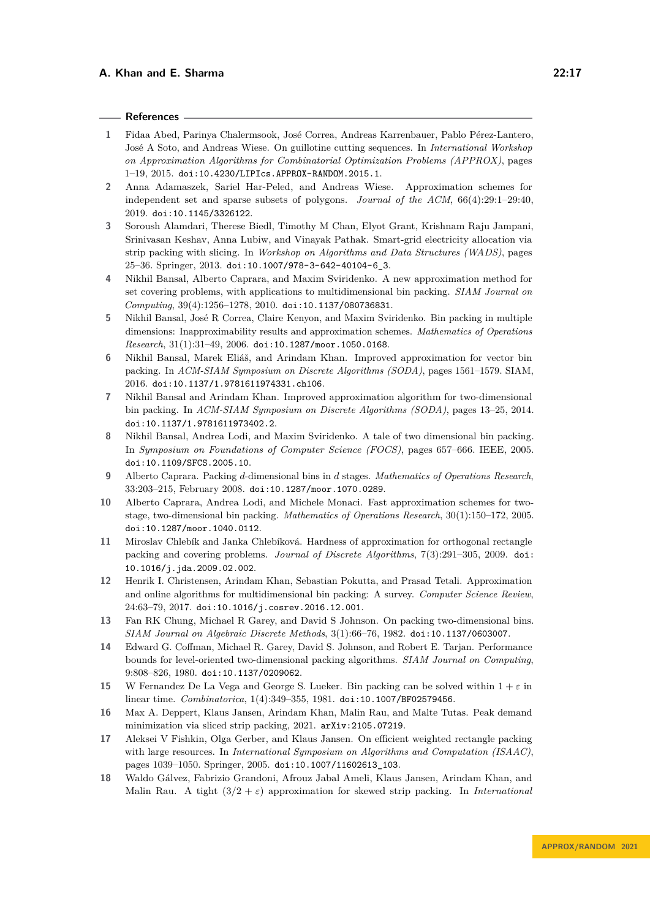## References

1. Fidaa Abed, Parinya Chalermsook, José Correa, Andreas Karrenbauer, Pablo Pérez-Lantero, José A Soto, and Andreas Wiese. On guillotine cutting sequences. In *International Workshop on Approximation Algorithms for Combinatorial Optimization Problems (APPROX)*, pages 1–19, 2015. doi:10.4230/LIPIcs.APPROX-RANDOM.2015.1.
2. Anna Adamaszek, Sariel Har-Peled, and Andreas Wiese. Approximation schemes for independent set and sparse subsets of polygons. *Journal of the ACM*, 66(4):29:1–29:40, 2019. doi:10.1145/3326122.
3. Soroush Alamdari, Therese Biedl, Timothy M Chan, Elyot Grant, Krishnam Raju Jampani, Srinivasan Keshav, Anna Lubiw, and Vinayak Pathak. Smart-grid electricity allocation via strip packing with slicing. In *Workshop on Algorithms and Data Structures (WADS)*, pages 25–36. Springer, 2013. doi:10.1007/978-3-642-40104-6_3.
4. Nikhil Bansal, Alberto Caprara, and Maxim Sviridenko. A new approximation method for set covering problems, with applications to multidimensional bin packing. *SIAM Journal on Computing*, 39(4):1256–1278, 2010. doi:10.1137/080736831.
5. Nikhil Bansal, José R Correa, Claire Kenyon, and Maxim Sviridenko. Bin packing in multiple dimensions: Inapproximability results and approximation schemes. *Mathematics of Operations Research*, 31(1):31–49, 2006. doi:10.1287/moor.1050.0168.
6. Nikhil Bansal, Marek Eliáš, and Arindam Khan. Improved approximation for vector bin packing. In *ACM-SIAM Symposium on Discrete Algorithms (SODA)*, pages 1561–1579. SIAM, 2016. doi:10.1137/1.9781611974331.ch106.
7. Nikhil Bansal and Arindam Khan. Improved approximation algorithm for two-dimensional bin packing. In *ACM-SIAM Symposium on Discrete Algorithms (SODA)*, pages 13–25, 2014. doi:10.1137/1.9781611973402.2.
8. Nikhil Bansal, Andrea Lodi, and Maxim Sviridenko. A tale of two dimensional bin packing. In *Symposium on Foundations of Computer Science (FOCS)*, pages 657–666. IEEE, 2005. doi:10.1109/SFCS.2005.10.
9. Alberto Caprara. Packing $d$-dimensional bins in $d$ stages. *Mathematics of Operations Research*, 33:203–215, February 2008. doi:10.1287/moor.1070.0289.
10. Alberto Caprara, Andrea Lodi, and Michele Monaci. Fast approximation schemes for two-stage, two-dimensional bin packing. *Mathematics of Operations Research*, 30(1):150–172, 2005. doi:10.1287/moor.1040.0112.
11. Miroslav Chlebík and Janka Chlebíková. Hardness of approximation for orthogonal rectangle packing and covering problems. *Journal of Discrete Algorithms*, 7(3):291–305, 2009. doi:10.1016/j.jda.2009.02.002.
12. Henrik I. Christensen, Arindam Khan, Sebastian Pokutta, and Prasad Tetali. Approximation and online algorithms for multidimensional bin packing: A survey. *Computer Science Review*, 24:63–79, 2017. doi:10.1016/j.cosrev.2016.12.001.
13. Fan RK Chung, Michael R Garey, and David S Johnson. On packing two-dimensional bins. *SIAM Journal on Algebraic Discrete Methods*, 3(1):66–76, 1982. doi:10.1137/0603007.
14. Edward G. Coffman, Michael R. Garey, David S. Johnson, and Robert E. Tarjan. Performance bounds for level-oriented two-dimensional packing algorithms. *SIAM Journal on Computing*, 9:808–826, 1980. doi:10.1137/0209062.
15. W Fernandez De La Vega and George S. Lueker. Bin packing can be solved within $1 + \varepsilon$ in linear time. *Combinatorica*, 1(4):349–355, 1981. doi:10.1007/BF02579456.
16. Max A. Deppert, Klaus Jansen, Arindam Khan, Malin Rau, and Malte Tutas. Peak demand minimization via sliced strip packing, 2021. arXiv:2105.07219.
17. Aleksei V Fishkin, Olga Gerber, and Klaus Jansen. On efficient weighted rectangle packing with large resources. In *International Symposium on Algorithms and Computation (ISAAC)*, pages 1039–1050. Springer, 2005. doi:10.1007/11602613_103.
18. Waldo Gálvez, Fabrizio Grandoni, Afrouz Jabal Ameli, Klaus Jansen, Arindam Khan, and Malin Rau. A tight $(3/2 + \varepsilon)$ approximation for skewed strip packing. In *International*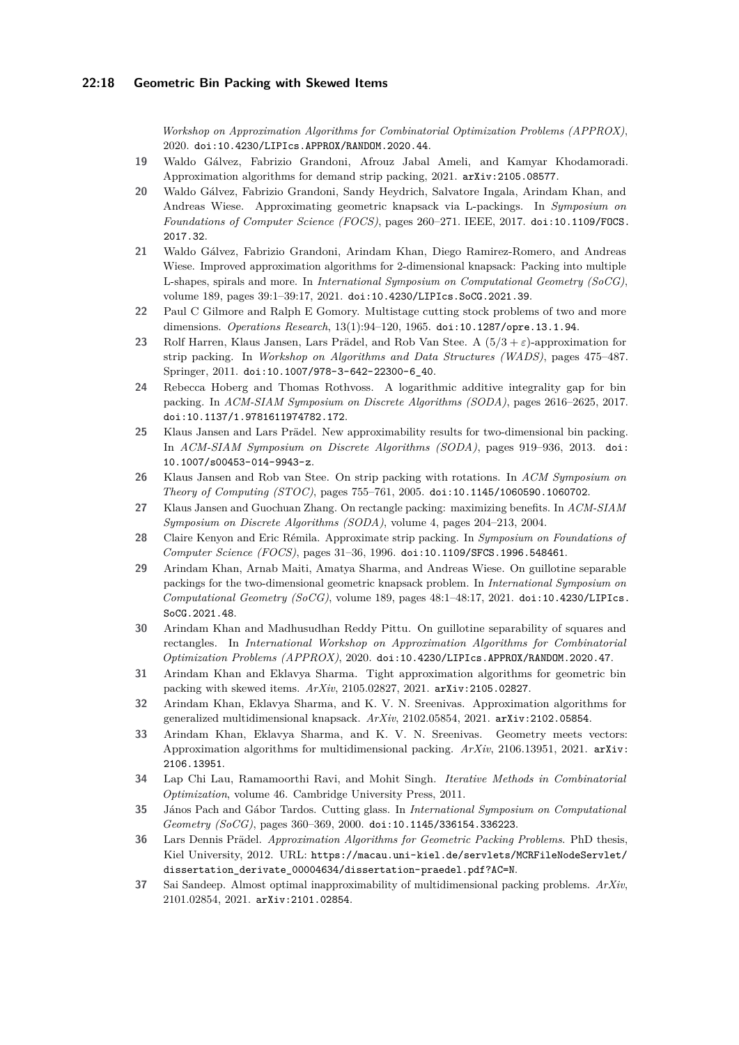*Workshop on Approximation Algorithms for Combinatorial Optimization Problems (APPROX)*, 2020. doi:10.4230/LIPIcs.APPROX/RANDOM.2020.44.

19 Waldo Gálvez, Fabrizio Grandoni, Afrouz Jabal Ameli, and Kamyar Khodamoradi. Approximation algorithms for demand strip packing, 2021. arXiv:2105.08577.

20 Waldo Gálvez, Fabrizio Grandoni, Sandy Heydrich, Salvatore Ingala, Arindam Khan, and Andreas Wiese. Approximating geometric knapsack via L-packings. In *Symposium on Foundations of Computer Science (FOCS)*, pages 260–271. IEEE, 2017. doi:10.1109/FOCS.2017.32.

21 Waldo Gálvez, Fabrizio Grandoni, Arindam Khan, Diego Ramirez-Romero, and Andreas Wiese. Improved approximation algorithms for 2-dimensional knapsack: Packing into multiple L-shapes, spirals and more. In *International Symposium on Computational Geometry (SoCG)*, volume 189, pages 39:1–39:17, 2021. doi:10.4230/LIPIcs.SoCG.2021.39.

22 Paul C Gilmore and Ralph E Gomory. Multistage cutting stock problems of two and more dimensions. *Operations Research*, 13(1):94–120, 1965. doi:10.1287/opre.13.1.94.

23 Rolf Harren, Klaus Jansen, Lars Prädel, and Rob Van Stee. A $(5/3 + \varepsilon)$-approximation for strip packing. In *Workshop on Algorithms and Data Structures (WADS)*, pages 475–487. Springer, 2011. doi:10.1007/978-3-642-22300-6_40.

24 Rebecca Hoberg and Thomas Rothvoss. A logarithmic additive integrality gap for bin packing. In *ACM-SIAM Symposium on Discrete Algorithms (SODA)*, pages 2616–2625, 2017. doi:10.1137/1.9781611974782.172.

25 Klaus Jansen and Lars Prädel. New approximability results for two-dimensional bin packing. In *ACM-SIAM Symposium on Discrete Algorithms (SODA)*, pages 919–936, 2013. doi:10.1007/s00453-014-9943-z.

26 Klaus Jansen and Rob van Stee. On strip packing with rotations. In *ACM Symposium on Theory of Computing (STOC)*, pages 755–761, 2005. doi:10.1145/1060590.1060702.

27 Klaus Jansen and Guochuan Zhang. On rectangle packing: maximizing benefits. In *ACM-SIAM Symposium on Discrete Algorithms (SODA)*, volume 4, pages 204–213, 2004.

28 Claire Kenyon and Eric Rémila. Approximate strip packing. In *Symposium on Foundations of Computer Science (FOCS)*, pages 31–36, 1996. doi:10.1109/SFCS.1996.548461.

29 Arindam Khan, Arnab Maiti, Amatya Sharma, and Andreas Wiese. On guillotine separable packings for the two-dimensional geometric knapsack problem. In *International Symposium on Computational Geometry (SoCG)*, volume 189, pages 48:1–48:17, 2021. doi:10.4230/LIPIcs.SoCG.2021.48.

30 Arindam Khan and Madhusudhan Reddy Pittu. On guillotine separability of squares and rectangles. In *International Workshop on Approximation Algorithms for Combinatorial Optimization Problems (APPROX)*, 2020. doi:10.4230/LIPIcs.APPROX/RANDOM.2020.47.

31 Arindam Khan and Eklavya Sharma. Tight approximation algorithms for geometric bin packing with skewed items. *ArXiv*, 2105.02827, 2021. arXiv:2105.02827.

32 Arindam Khan, Eklavya Sharma, and K. V. N. Sreenivas. Approximation algorithms for generalized multidimensional knapsack. *ArXiv*, 2102.05854, 2021. arXiv:2102.05854.

33 Arindam Khan, Eklavya Sharma, and K. V. N. Sreenivas. Geometry meets vectors: Approximation algorithms for multidimensional packing. *ArXiv*, 2106.13951, 2021. arXiv:2106.13951.

34 Lap Chi Lau, Ramamoorthi Ravi, and Mohit Singh. *Iterative Methods in Combinatorial Optimization*, volume 46. Cambridge University Press, 2011.

35 János Pach and Gábor Tardos. Cutting glass. In *International Symposium on Computational Geometry (SoCG)*, pages 360–369, 2000. doi:10.1145/336154.336223.

36 Lars Dennis Prädel. *Approximation Algorithms for Geometric Packing Problems*. PhD thesis, Kiel University, 2012. URL: https://macau.uni-kiel.de/servlets/MCRFileNodeServlet/dissertation_derivate_00004634/dissertation-praedel.pdf?AC=N.

37 Sai Sandeep. Almost optimal inapproximability of multidimensional packing problems. *ArXiv*, 2101.02854, 2021. arXiv:2101.02854.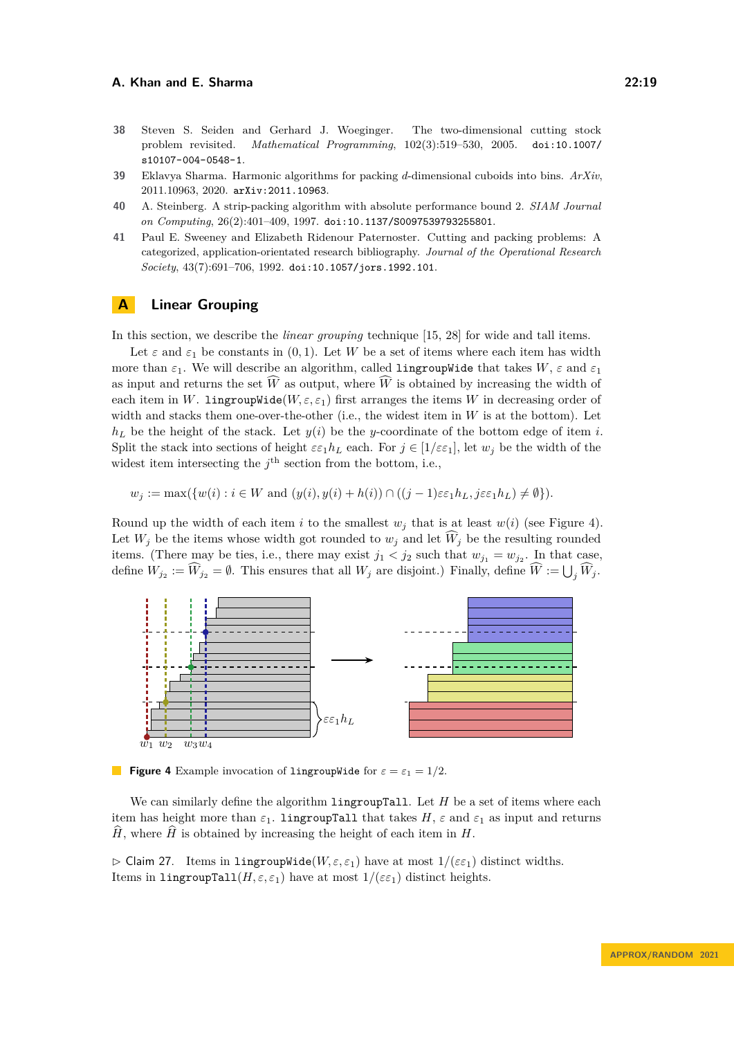38. Steven S. Seiden and Gerhard J. Woeginger. The two-dimensional cutting stock problem revisited. *Mathematical Programming*, 102(3):519–530, 2005. doi:10.1007/s10107-004-0548-1.
39. Eklavya Sharma. Harmonic algorithms for packing $d$-dimensional cuboids into bins. *ArXiv*, 2011.10963, 2020. arXiv:2011.10963.
40. A. Steinberg. A strip-packing algorithm with absolute performance bound 2. *SIAM Journal on Computing*, 26(2):401–409, 1997. doi:10.1137/S0097539793255801.
41. Paul E. Sweeney and Elizabeth Ridenour Paternoster. Cutting and packing problems: A categorized, application-orientated research bibliography. *Journal of the Operational Research Society*, 43(7):691–706, 1992. doi:10.1057/jors.1992.101.

# A Linear Grouping

In this section, we describe the *linear grouping* technique [15, 28] for wide and tall items.

Let $\varepsilon$ and $\varepsilon_1$ be constants in $(0, 1)$. Let $W$ be a set of items where each item has width more than $\varepsilon_1$. We will describe an algorithm, called `lingroupWide` that takes $W$, $\varepsilon$ and $\varepsilon_1$ as input and returns the set $\widehat{W}$ as output, where $\widehat{W}$ is obtained by increasing the width of each item in $W$. `lingroupWide`$(W, \varepsilon, \varepsilon_1)$ first arranges the items $W$ in decreasing order of width and stacks them one-over-the-other (i.e., the widest item in $W$ is at the bottom). Let $h_L$ be the height of the stack. Let $y(i)$ be the $y$-coordinate of the bottom edge of item $i$. Split the stack into sections of height $\varepsilon\varepsilon_1 h_L$ each. For $j \in [1/\varepsilon\varepsilon_1]$, let $w_j$ be the width of the widest item intersecting the $j^{\text{th}}$ section from the bottom, i.e.,

$$w_j := \max(\{w(i) : i \in W \text{ and } (y(i), y(i) + h(i)) \cap ((j-1)\varepsilon\varepsilon_1 h_L, j\varepsilon\varepsilon_1 h_L) \neq \emptyset\}).$$

Round up the width of each item $i$ to the smallest $w_j$ that is at least $w(i)$ (see Figure 4). Let $W_j$ be the items whose width got rounded to $w_j$ and let $\widehat{W}_j$ be the resulting rounded items. (There may be ties, i.e., there may exist $j_1 < j_2$ such that $w_{j_1} = w_{j_2}$. In that case, define $W_{j_2} := \widehat{W}_{j_2} = \emptyset$. This ensures that all $W_j$ are disjoint.) Finally, define $\widehat{W} := \bigcup_j \widehat{W}_j$.

**Figure 4** Example invocation of `lingroupWide` for $\varepsilon = \varepsilon_1 = 1/2$.

We can similarly define the algorithm `lingroupTall`. Let $H$ be a set of items where each item has height more than $\varepsilon_1$. `lingroupTall` that takes $H$, $\varepsilon$ and $\varepsilon_1$ as input and returns $\widehat{H}$, where $\widehat{H}$ is obtained by increasing the height of each item in $H$.

▷ Claim 27. Items in `lingroupWide`$(W, \varepsilon, \varepsilon_1)$ have at most $1/(\varepsilon\varepsilon_1)$ distinct widths. Items in `lingroupTall`$(H, \varepsilon, \varepsilon_1)$ have at most $1/(\varepsilon\varepsilon_1)$ distinct heights.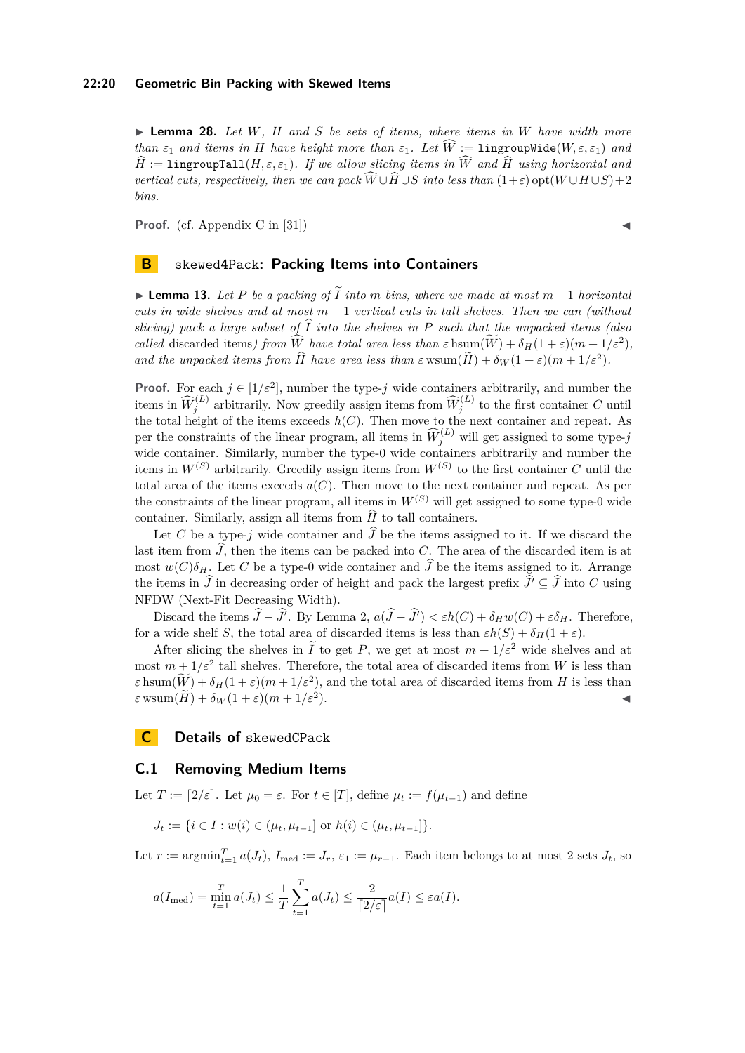▶ **Lemma 28.** *Let $W$, $H$ and $S$ be sets of items, where items in $W$ have width more than $\varepsilon_1$ and items in $H$ have height more than $\varepsilon_1$. Let $\widehat{W} :=$ `lingroupWide`$(W, \varepsilon, \varepsilon_1)$ and $\widehat{H} :=$ `lingroupTall`$(H, \varepsilon, \varepsilon_1)$. If we allow slicing items in $\widehat{W}$ and $\widehat{H}$ using horizontal and vertical cuts, respectively, then we can pack $\widehat{W} \cup \widehat{H} \cup S$ into less than $(1+\varepsilon)\operatorname{opt}(W \cup H \cup S) + 2$ bins.*

**Proof.** (cf. Appendix C in [31]) ◀

# B `skewed4Pack`: Packing Items into Containers

▶ **Lemma 13.** *Let $P$ be a packing of $\widetilde{I}$ into $m$ bins, where we made at most $m-1$ horizontal cuts in wide shelves and at most $m-1$ vertical cuts in tall shelves. Then we can (without slicing) pack a large subset of $\widehat{I}$ into the shelves in $P$ such that the unpacked items (also called* discarded items*) from $\widehat{W}$ have total area less than $\varepsilon\operatorname{hsum}(\widetilde{W}) + \delta_H(1+\varepsilon)(m+1/\varepsilon^2)$, and the unpacked items from $\widehat{H}$ have area less than $\varepsilon\operatorname{wsum}(\widetilde{H}) + \delta_W(1+\varepsilon)(m+1/\varepsilon^2)$.*

**Proof.** For each $j \in [1/\varepsilon^2]$, number the type-$j$ wide containers arbitrarily, and number the items in $\widehat{W}_j^{(L)}$ arbitrarily. Now greedily assign items from $\widehat{W}_j^{(L)}$ to the first container $C$ until the total height of the items exceeds $h(C)$. Then move to the next container and repeat. As per the constraints of the linear program, all items in $\widehat{W}_j^{(L)}$ will get assigned to some type-$j$ wide container. Similarly, number the type-0 wide containers arbitrarily and number the items in $W^{(S)}$ arbitrarily. Greedily assign items from $W^{(S)}$ to the first container $C$ until the total area of the items exceeds $a(C)$. Then move to the next container and repeat. As per the constraints of the linear program, all items in $W^{(S)}$ will get assigned to some type-0 wide container. Similarly, assign all items from $\widehat{H}$ to tall containers.

Let $C$ be a type-$j$ wide container and $\widehat{J}$ be the items assigned to it. If we discard the last item from $\widehat{J}$, then the items can be packed into $C$. The area of the discarded item is at most $w(C)\delta_H$. Let $C$ be a type-0 wide container and $\widehat{J}$ be the items assigned to it. Arrange the items in $\widehat{J}$ in decreasing order of height and pack the largest prefix $\widehat{J}' \subseteq \widehat{J}$ into $C$ using NFDW (Next-Fit Decreasing Width).

Discard the items $\widehat{J} - \widehat{J}'$. By Lemma 2, $a(\widehat{J} - \widehat{J}') < \varepsilon h(C) + \delta_H w(C) + \varepsilon\delta_H$. Therefore, for a wide shelf $S$, the total area of discarded items is less than $\varepsilon h(S) + \delta_H(1+\varepsilon)$.

After slicing the shelves in $\widetilde{I}$ to get $P$, we get at most $m + 1/\varepsilon^2$ wide shelves and at most $m + 1/\varepsilon^2$ tall shelves. Therefore, the total area of discarded items from $W$ is less than $\varepsilon\operatorname{hsum}(\widetilde{W}) + \delta_H(1+\varepsilon)(m+1/\varepsilon^2)$, and the total area of discarded items from $H$ is less than $\varepsilon\operatorname{wsum}(\widetilde{H}) + \delta_W(1+\varepsilon)(m+1/\varepsilon^2)$. ◀

# C Details of `skewedCPack`

## C.1 Removing Medium Items

Let $T := \lceil 2/\varepsilon \rceil$. Let $\mu_0 = \varepsilon$. For $t \in [T]$, define $\mu_t := f(\mu_{t-1})$ and define

$$J_t := \{i \in I : w(i) \in (\mu_t, \mu_{t-1}] \text{ or } h(i) \in (\mu_t, \mu_{t-1}]\}.$$

Let $r := \operatorname{argmin}_{t=1}^{T} a(J_t)$, $I_{\text{med}} := J_r$, $\varepsilon_1 := \mu_{r-1}$. Each item belongs to at most 2 sets $J_t$, so

$$a(I_{\text{med}}) = \min_{t=1}^{T} a(J_t) \le \frac{1}{T}\sum_{t=1}^{T} a(J_t) \le \frac{2}{\lceil 2/\varepsilon \rceil} a(I) \le \varepsilon a(I).$$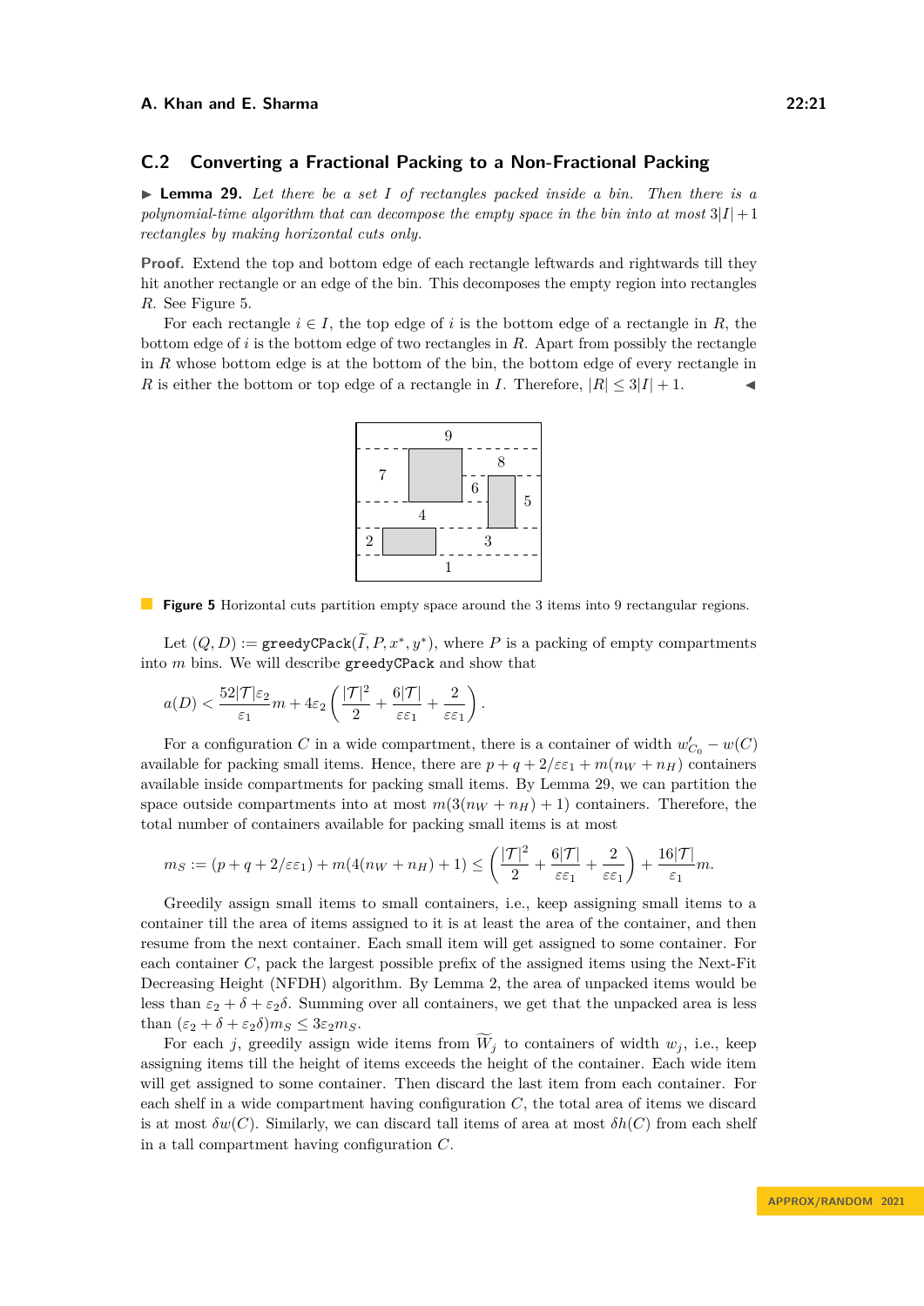## C.2 Converting a Fractional Packing to a Non-Fractional Packing

▶ **Lemma 29.** *Let there be a set $I$ of rectangles packed inside a bin. Then there is a polynomial-time algorithm that can decompose the empty space in the bin into at most $3|I|+1$ rectangles by making horizontal cuts only.*

**Proof.** Extend the top and bottom edge of each rectangle leftwards and rightwards till they hit another rectangle or an edge of the bin. This decomposes the empty region into rectangles $R$. See Figure 5.

For each rectangle $i \in I$, the top edge of $i$ is the bottom edge of a rectangle in $R$, the bottom edge of $i$ is the bottom edge of two rectangles in $R$. Apart from possibly the rectangle in $R$ whose bottom edge is at the bottom of the bin, the bottom edge of every rectangle in $R$ is either the bottom or top edge of a rectangle in $I$. Therefore, $|R| \le 3|I|+1$. ◀

**Figure 5** Horizontal cuts partition empty space around the 3 items into 9 rectangular regions.

Let $(Q, D) := \texttt{greedyCPack}(\widetilde{I}, P, x^*, y^*)$, where $P$ is a packing of empty compartments into $m$ bins. We will describe `greedyCPack` and show that

$$a(D) < \frac{52|\mathcal{T}|\varepsilon_2}{\varepsilon_1}m + 4\varepsilon_2\left(\frac{|\mathcal{T}|^2}{2} + \frac{6|\mathcal{T}|}{\varepsilon\varepsilon_1} + \frac{2}{\varepsilon\varepsilon_1}\right).$$

For a configuration $C$ in a wide compartment, there is a container of width $w'_{C_0} - w(C)$ available for packing small items. Hence, there are $p + q + 2/\varepsilon\varepsilon_1 + m(n_W + n_H)$ containers available inside compartments for packing small items. By Lemma 29, we can partition the space outside compartments into at most $m(3(n_W + n_H) + 1)$ containers. Therefore, the total number of containers available for packing small items is at most

$$m_S := (p + q + 2/\varepsilon\varepsilon_1) + m(4(n_W + n_H) + 1) \le \left(\frac{|\mathcal{T}|^2}{2} + \frac{6|\mathcal{T}|}{\varepsilon\varepsilon_1} + \frac{2}{\varepsilon\varepsilon_1}\right) + \frac{16|\mathcal{T}|}{\varepsilon_1}m.$$

Greedily assign small items to small containers, i.e., keep assigning small items to a container till the area of items assigned to it is at least the area of the container, and then resume from the next container. Each small item will get assigned to some container. For each container $C$, pack the largest possible prefix of the assigned items using the Next-Fit Decreasing Height (NFDH) algorithm. By Lemma 2, the area of unpacked items would be less than $\varepsilon_2 + \delta + \varepsilon_2\delta$. Summing over all containers, we get that the unpacked area is less than $(\varepsilon_2 + \delta + \varepsilon_2\delta)m_S \le 3\varepsilon_2 m_S$.

For each $j$, greedily assign wide items from $\widetilde{W}_j$ to containers of width $w_j$, i.e., keep assigning items till the height of items exceeds the height of the container. Each wide item will get assigned to some container. Then discard the last item from each container. For each shelf in a wide compartment having configuration $C$, the total area of items we discard is at most $\delta w(C)$. Similarly, we can discard tall items of area at most $\delta h(C)$ from each shelf in a tall compartment having configuration $C$.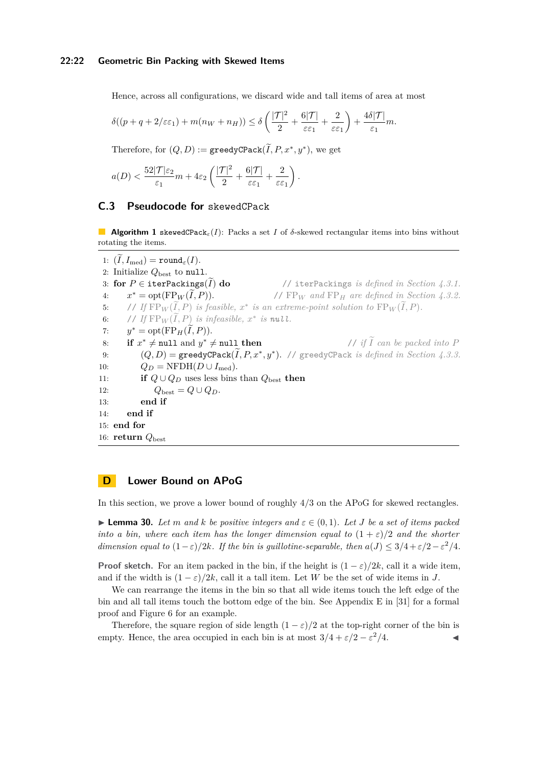Hence, across all configurations, we discard wide and tall items of area at most

$$\delta((p+q+2/\varepsilon\varepsilon_1)+m(n_W+n_H)) \le \delta\left(\frac{|\mathcal{T}|^2}{2}+\frac{6|\mathcal{T}|}{\varepsilon\varepsilon_1}+\frac{2}{\varepsilon\varepsilon_1}\right)+\frac{4\delta|\mathcal{T}|}{\varepsilon_1}m.$$

Therefore, for $(Q, D) := \texttt{greedyCPack}(\widetilde{I}, P, x^*, y^*)$, we get

$$a(D) < \frac{52|\mathcal{T}|\varepsilon_2}{\varepsilon_1}m + 4\varepsilon_2\left(\frac{|\mathcal{T}|^2}{2}+\frac{6|\mathcal{T}|}{\varepsilon\varepsilon_1}+\frac{2}{\varepsilon\varepsilon_1}\right).$$

## C.3 Pseudocode for skewedCPack

**Algorithm 1** $\texttt{skewedCPack}_\varepsilon(I)$: Packs a set $I$ of $\delta$-skewed rectangular items into bins without rotating the items.

```
1: (Ĩ, I_med) = round_ε(I).
2: Initialize Q_best to null.
3: for P ∈ iterPackings(Ĩ) do              // iterPackings is defined in Section 4.3.1.
4:     x* = opt(FP_W(Ĩ, P)).               // FP_W and FP_H are defined in Section 4.3.2.
5:     // If FP_W(Ĩ, P) is feasible, x* is an extreme-point solution to FP_W(Ĩ, P).
6:     // If FP_W(Ĩ, P) is infeasible, x* is null.
7:     y* = opt(FP_H(Ĩ, P)).
8:     if x* ≠ null and y* ≠ null then                 // if Ĩ can be packed into P
9:         (Q, D) = greedyCPack(Ĩ, P, x*, y*). // greedyCPack is defined in Section 4.3.3.
10:        Q_D = NFDH(D ∪ I_med).
11:        if Q ∪ Q_D uses less bins than Q_best then
12:            Q_best = Q ∪ Q_D.
13:        end if
14:    end if
15: end for
16: return Q_best
```

# D Lower Bound on APoG

In this section, we prove a lower bound of roughly 4/3 on the APoG for skewed rectangles.

▶ **Lemma 30.** *Let $m$ and $k$ be positive integers and $\varepsilon \in (0,1)$. Let $J$ be a set of items packed into a bin, where each item has the longer dimension equal to $(1+\varepsilon)/2$ and the shorter dimension equal to $(1-\varepsilon)/2k$. If the bin is guillotine-separable, then $a(J) \le 3/4+\varepsilon/2-\varepsilon^2/4$.*

**Proof sketch.** For an item packed in the bin, if the height is $(1-\varepsilon)/2k$, call it a wide item, and if the width is $(1-\varepsilon)/2k$, call it a tall item. Let $W$ be the set of wide items in $J$.

We can rearrange the items in the bin so that all wide items touch the left edge of the bin and all tall items touch the bottom edge of the bin. See Appendix E in [31] for a formal proof and Figure 6 for an example.

Therefore, the square region of side length $(1-\varepsilon)/2$ at the top-right corner of the bin is empty. Hence, the area occupied in each bin is at most $3/4+\varepsilon/2-\varepsilon^2/4$. ◀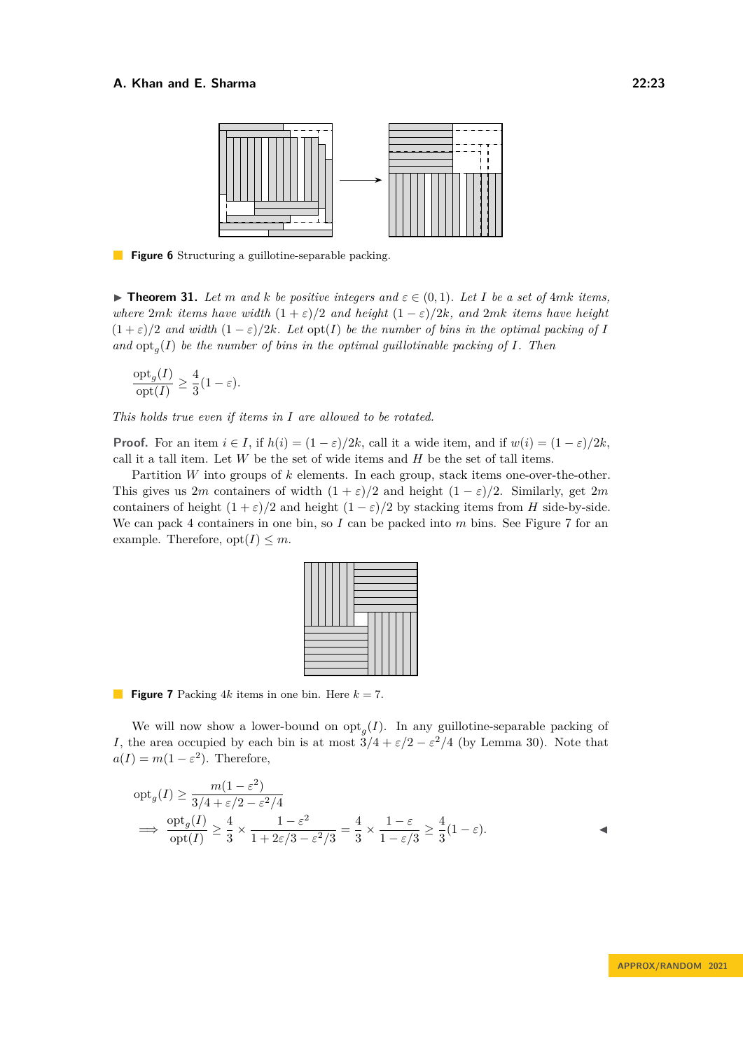**Figure 6** Structuring a guillotine-separable packing.

▶ **Theorem 31.** *Let $m$ and $k$ be positive integers and $\varepsilon \in (0, 1)$. Let $I$ be a set of $4mk$ items, where $2mk$ items have width $(1+\varepsilon)/2$ and height $(1-\varepsilon)/2k$, and $2mk$ items have height $(1+\varepsilon)/2$ and width $(1-\varepsilon)/2k$. Let $\operatorname{opt}(I)$ be the number of bins in the optimal packing of $I$ and $\operatorname{opt}_g(I)$ be the number of bins in the optimal guillotinable packing of $I$. Then*

$$\frac{\operatorname{opt}_g(I)}{\operatorname{opt}(I)} \geq \frac{4}{3}(1-\varepsilon).$$

*This holds true even if items in $I$ are allowed to be rotated.*

**Proof.** For an item $i \in I$, if $h(i) = (1-\varepsilon)/2k$, call it a wide item, and if $w(i) = (1-\varepsilon)/2k$, call it a tall item. Let $W$ be the set of wide items and $H$ be the set of tall items.

Partition $W$ into groups of $k$ elements. In each group, stack items one-over-the-other. This gives us $2m$ containers of width $(1+\varepsilon)/2$ and height $(1-\varepsilon)/2$. Similarly, get $2m$ containers of height $(1+\varepsilon)/2$ and height $(1-\varepsilon)/2$ by stacking items from $H$ side-by-side. We can pack 4 containers in one bin, so $I$ can be packed into $m$ bins. See Figure 7 for an example. Therefore, $\operatorname{opt}(I) \leq m$.

**Figure 7** Packing $4k$ items in one bin. Here $k = 7$.

We will now show a lower-bound on $\operatorname{opt}_g(I)$. In any guillotine-separable packing of $I$, the area occupied by each bin is at most $3/4 + \varepsilon/2 - \varepsilon^2/4$ (by Lemma 30). Note that $a(I) = m(1-\varepsilon^2)$. Therefore,

$$\operatorname{opt}_g(I) \geq \frac{m(1-\varepsilon^2)}{3/4 + \varepsilon/2 - \varepsilon^2/4}$$

$$\implies \frac{\operatorname{opt}_g(I)}{\operatorname{opt}(I)} \geq \frac{4}{3} \times \frac{1-\varepsilon^2}{1 + 2\varepsilon/3 - \varepsilon^2/3} = \frac{4}{3} \times \frac{1-\varepsilon}{1-\varepsilon/3} \geq \frac{4}{3}(1-\varepsilon).$$ ◀